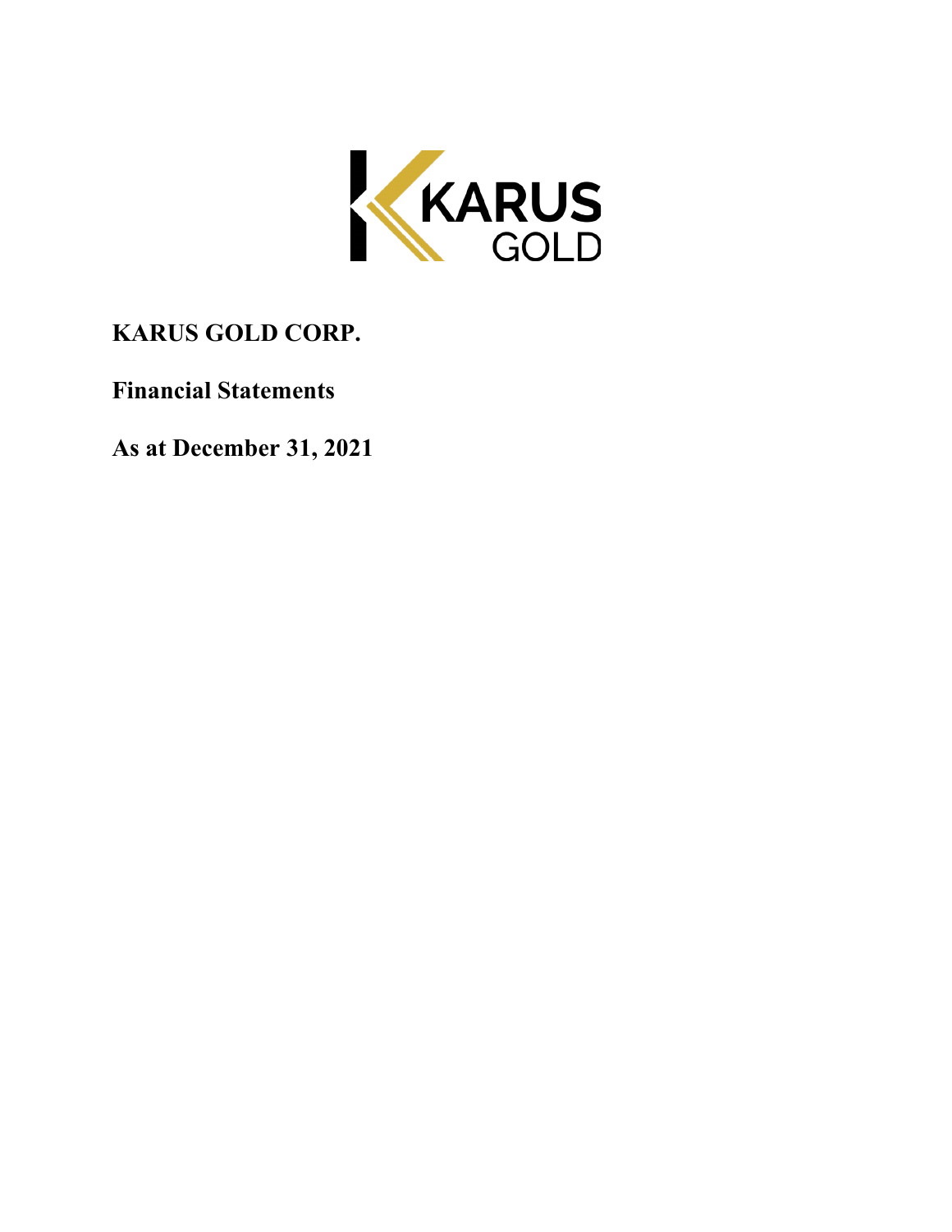KARUS GOLD

**KARUS GOLD CORP.**

**Financial Statements**

**As at December 31, 2021**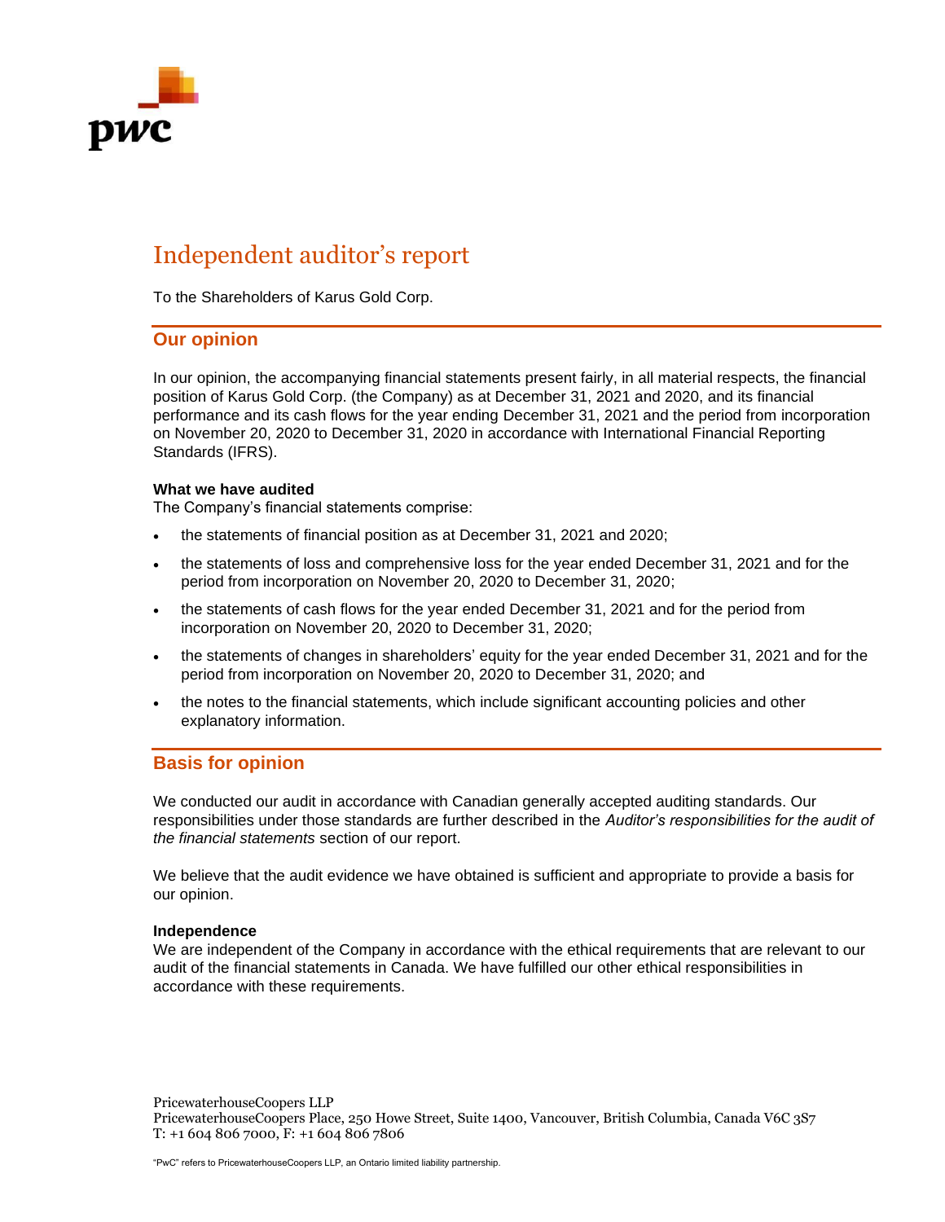# Independent auditor's report

To the Shareholders of Karus Gold Corp.

## Our opinion

In our opinion, the accompanying financial statements present fairly, in all material respects, the financial position of Karus Gold Corp. (the Company) as at December 31, 2021 and 2020, and its financial performance and its cash flows for the year ending December 31, 2021 and the period from incorporation on November 20, 2020 to December 31, 2020 in accordance with International Financial Reporting Standards (IFRS).

**What we have audited**

The Company's financial statements comprise:

- the statements of financial position as at December 31, 2021 and 2020;
- the statements of loss and comprehensive loss for the year ended December 31, 2021 and for the period from incorporation on November 20, 2020 to December 31, 2020;
- the statements of cash flows for the year ended December 31, 2021 and for the period from incorporation on November 20, 2020 to December 31, 2020;
- the statements of changes in shareholders' equity for the year ended December 31, 2021 and for the period from incorporation on November 20, 2020 to December 31, 2020; and
- the notes to the financial statements, which include significant accounting policies and other explanatory information.

## Basis for opinion

We conducted our audit in accordance with Canadian generally accepted auditing standards. Our responsibilities under those standards are further described in the *Auditor's responsibilities for the audit of the financial statements* section of our report.

We believe that the audit evidence we have obtained is sufficient and appropriate to provide a basis for our opinion.

**Independence**

We are independent of the Company in accordance with the ethical requirements that are relevant to our audit of the financial statements in Canada. We have fulfilled our other ethical responsibilities in accordance with these requirements.

PricewaterhouseCoopers LLP
PricewaterhouseCoopers Place, 250 Howe Street, Suite 1400, Vancouver, British Columbia, Canada V6C 3S7
T: +1 604 806 7000, F: +1 604 806 7806

"PwC" refers to PricewaterhouseCoopers LLP, an Ontario limited liability partnership.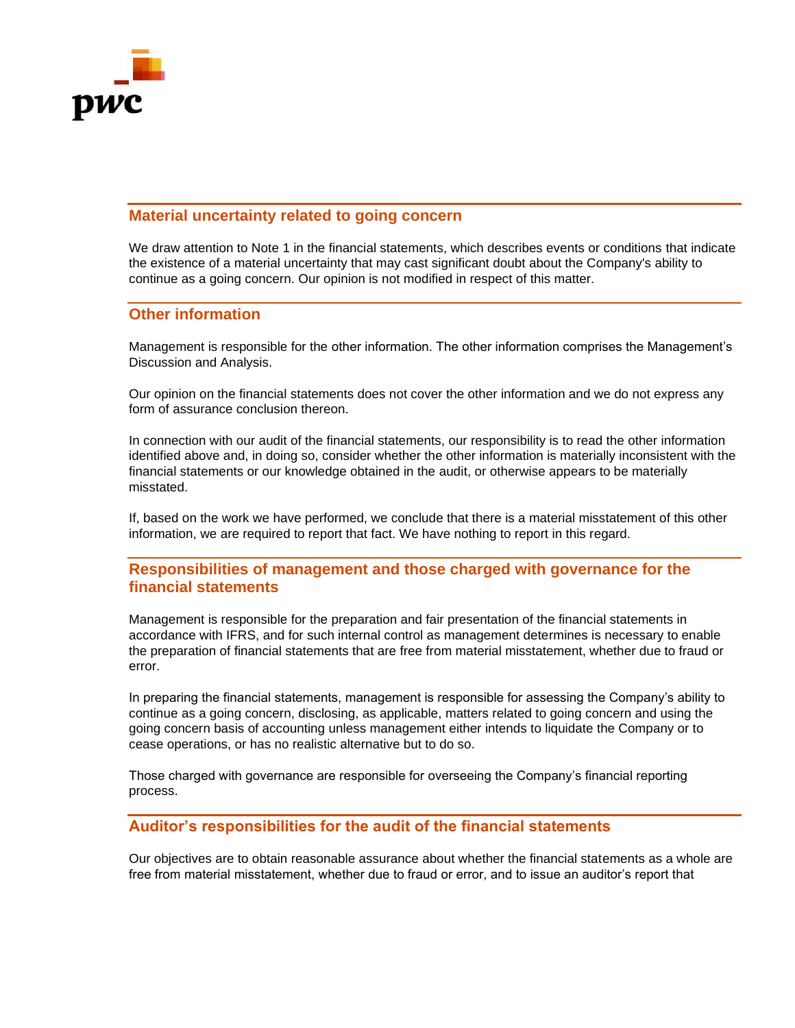## Material uncertainty related to going concern

We draw attention to Note 1 in the financial statements, which describes events or conditions that indicate the existence of a material uncertainty that may cast significant doubt about the Company's ability to continue as a going concern. Our opinion is not modified in respect of this matter.

## Other information

Management is responsible for the other information. The other information comprises the Management's Discussion and Analysis.

Our opinion on the financial statements does not cover the other information and we do not express any form of assurance conclusion thereon.

In connection with our audit of the financial statements, our responsibility is to read the other information identified above and, in doing so, consider whether the other information is materially inconsistent with the financial statements or our knowledge obtained in the audit, or otherwise appears to be materially misstated.

If, based on the work we have performed, we conclude that there is a material misstatement of this other information, we are required to report that fact. We have nothing to report in this regard.

## Responsibilities of management and those charged with governance for the financial statements

Management is responsible for the preparation and fair presentation of the financial statements in accordance with IFRS, and for such internal control as management determines is necessary to enable the preparation of financial statements that are free from material misstatement, whether due to fraud or error.

In preparing the financial statements, management is responsible for assessing the Company's ability to continue as a going concern, disclosing, as applicable, matters related to going concern and using the going concern basis of accounting unless management either intends to liquidate the Company or to cease operations, or has no realistic alternative but to do so.

Those charged with governance are responsible for overseeing the Company's financial reporting process.

## Auditor's responsibilities for the audit of the financial statements

Our objectives are to obtain reasonable assurance about whether the financial statements as a whole are free from material misstatement, whether due to fraud or error, and to issue an auditor's report that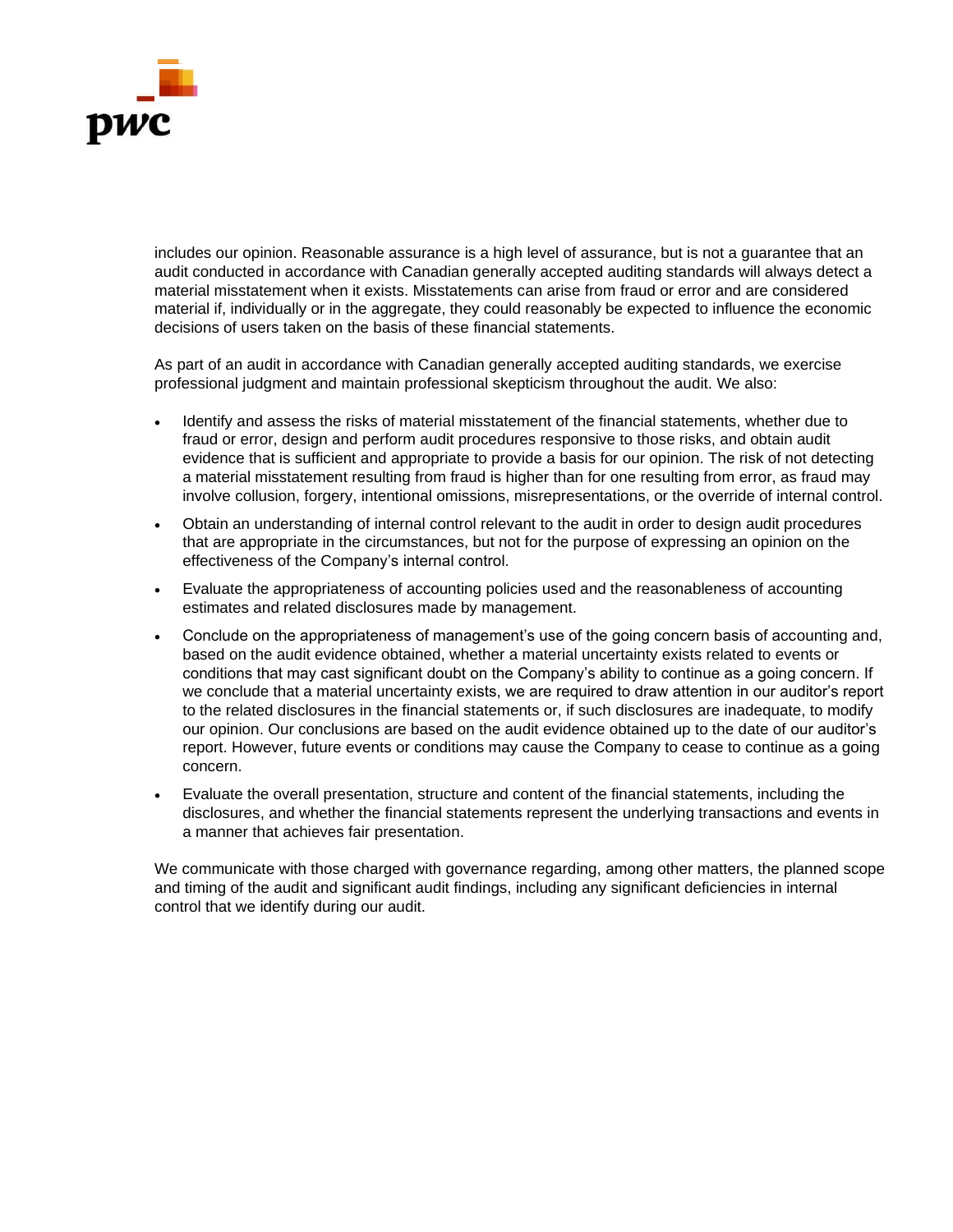includes our opinion. Reasonable assurance is a high level of assurance, but is not a guarantee that an audit conducted in accordance with Canadian generally accepted auditing standards will always detect a material misstatement when it exists. Misstatements can arise from fraud or error and are considered material if, individually or in the aggregate, they could reasonably be expected to influence the economic decisions of users taken on the basis of these financial statements.

As part of an audit in accordance with Canadian generally accepted auditing standards, we exercise professional judgment and maintain professional skepticism throughout the audit. We also:

- Identify and assess the risks of material misstatement of the financial statements, whether due to fraud or error, design and perform audit procedures responsive to those risks, and obtain audit evidence that is sufficient and appropriate to provide a basis for our opinion. The risk of not detecting a material misstatement resulting from fraud is higher than for one resulting from error, as fraud may involve collusion, forgery, intentional omissions, misrepresentations, or the override of internal control.
- Obtain an understanding of internal control relevant to the audit in order to design audit procedures that are appropriate in the circumstances, but not for the purpose of expressing an opinion on the effectiveness of the Company's internal control.
- Evaluate the appropriateness of accounting policies used and the reasonableness of accounting estimates and related disclosures made by management.
- Conclude on the appropriateness of management's use of the going concern basis of accounting and, based on the audit evidence obtained, whether a material uncertainty exists related to events or conditions that may cast significant doubt on the Company's ability to continue as a going concern. If we conclude that a material uncertainty exists, we are required to draw attention in our auditor's report to the related disclosures in the financial statements or, if such disclosures are inadequate, to modify our opinion. Our conclusions are based on the audit evidence obtained up to the date of our auditor's report. However, future events or conditions may cause the Company to cease to continue as a going concern.
- Evaluate the overall presentation, structure and content of the financial statements, including the disclosures, and whether the financial statements represent the underlying transactions and events in a manner that achieves fair presentation.

We communicate with those charged with governance regarding, among other matters, the planned scope and timing of the audit and significant audit findings, including any significant deficiencies in internal control that we identify during our audit.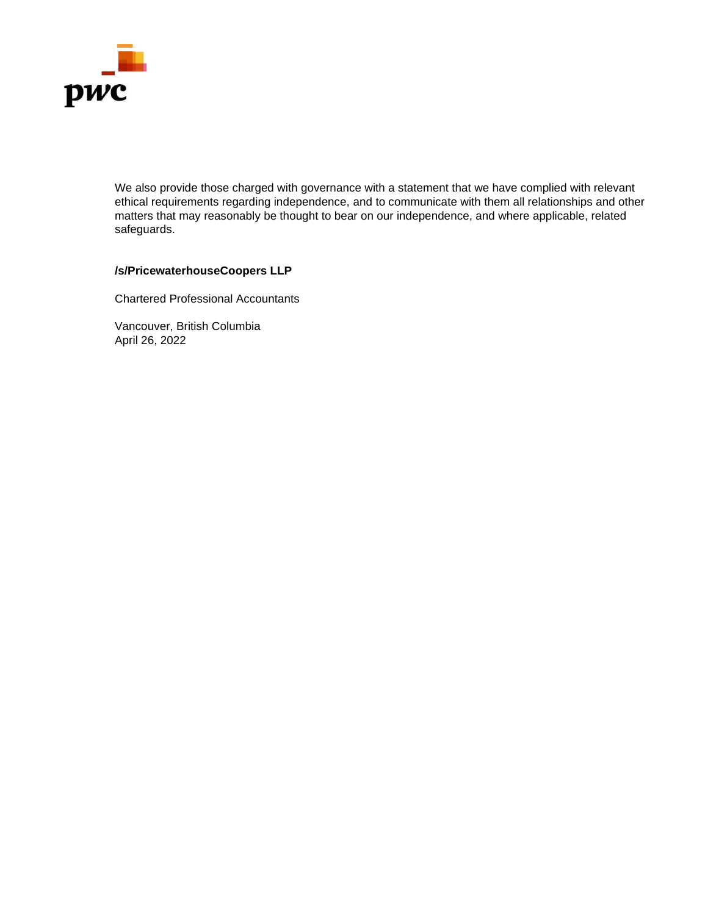We also provide those charged with governance with a statement that we have complied with relevant ethical requirements regarding independence, and to communicate with them all relationships and other matters that may reasonably be thought to bear on our independence, and where applicable, related safeguards.

**/s/PricewaterhouseCoopers LLP**

Chartered Professional Accountants

Vancouver, British Columbia
April 26, 2022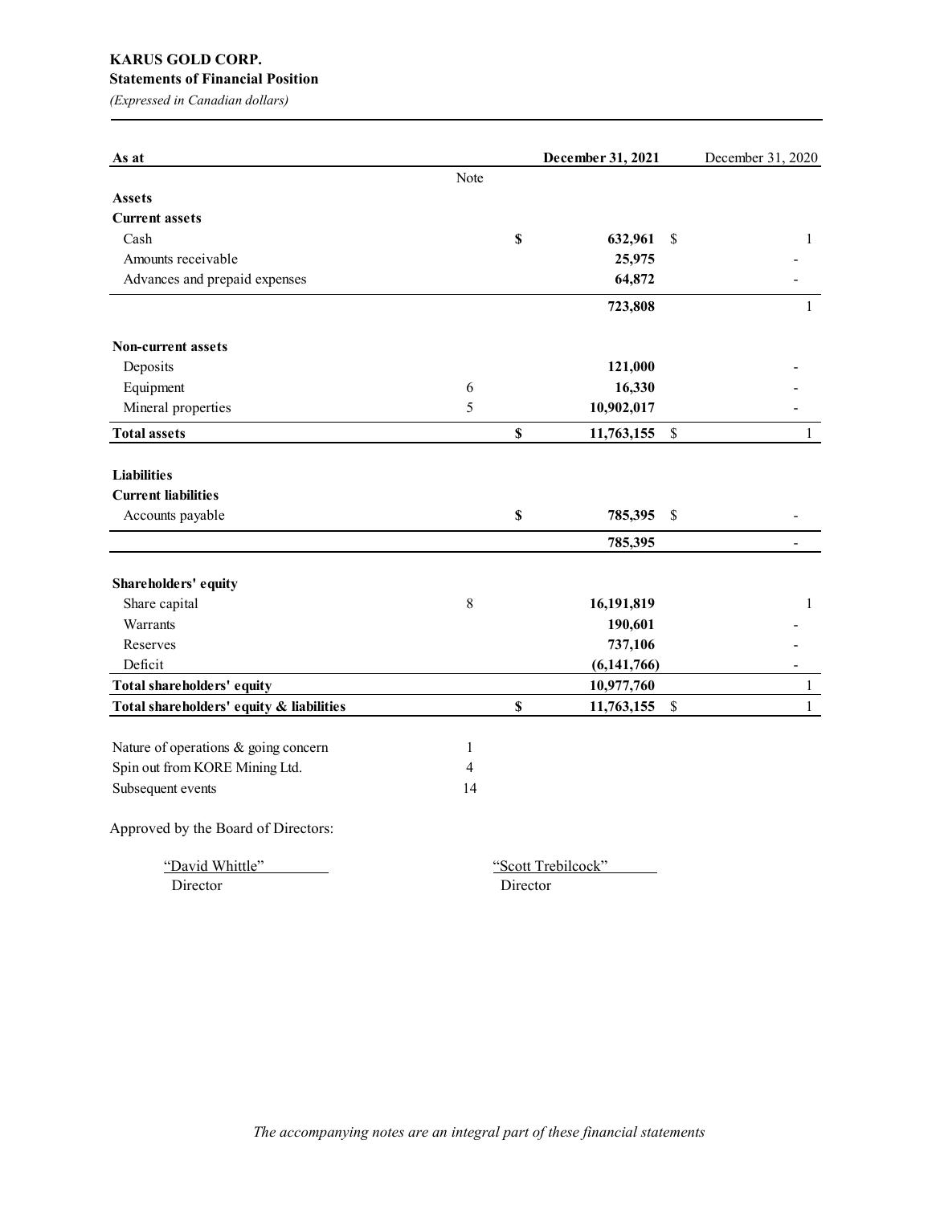**KARUS GOLD CORP.**
**Statements of Financial Position**
*(Expressed in Canadian dollars)*

| As at | Note | December 31, 2021 | December 31, 2020 |
|---|---|---|---|
| **Assets** | | | |
| **Current assets** | | | |
| Cash | | **$ 632,961** | $ 1 |
| Amounts receivable | | **25,975** | - |
| Advances and prepaid expenses | | **64,872** | - |
| | | **723,808** | 1 |
| **Non-current assets** | | | |
| Deposits | | **121,000** | - |
| Equipment | 6 | **16,330** | - |
| Mineral properties | 5 | **10,902,017** | - |
| **Total assets** | | **$ 11,763,155** | $ 1 |
| **Liabilities** | | | |
| **Current liabilities** | | | |
| Accounts payable | | **$ 785,395** | $ - |
| | | **785,395** | - |
| **Shareholders' equity** | | | |
| Share capital | 8 | **16,191,819** | 1 |
| Warrants | | **190,601** | - |
| Reserves | | **737,106** | - |
| Deficit | | **(6,141,766)** | - |
| **Total shareholders' equity** | | **10,977,760** | 1 |
| **Total shareholders' equity & liabilities** | | **$ 11,763,155** | $ 1 |

| | Note |
|---|---|
| Nature of operations & going concern | 1 |
| Spin out from KORE Mining Ltd. | 4 |
| Subsequent events | 14 |

Approved by the Board of Directors:

"David Whittle"
Director

"Scott Trebilcock"
Director

*The accompanying notes are an integral part of these financial statements*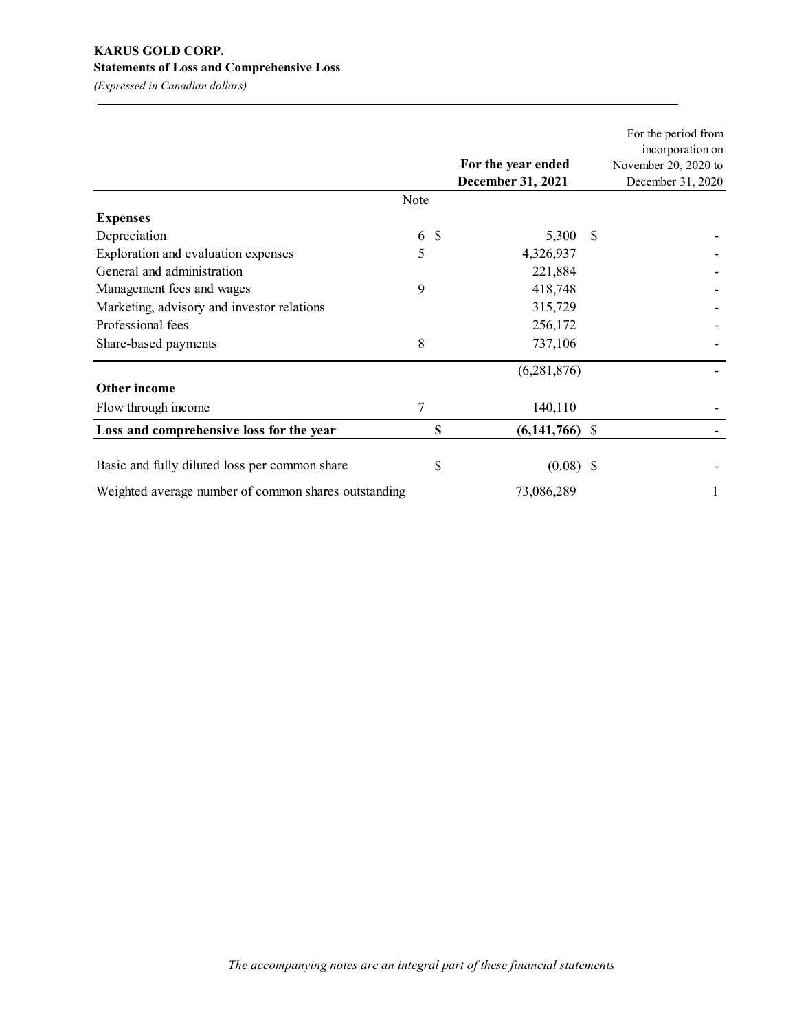**KARUS GOLD CORP.**
**Statements of Loss and Comprehensive Loss**
*(Expressed in Canadian dollars)*

| | Note | For the year ended December 31, 2021 | For the period from incorporation on November 20, 2020 to December 31, 2020 |
|---|---|---|---|
| **Expenses** | | | |
| Depreciation | 6 | $ 5,300 | $ - |
| Exploration and evaluation expenses | 5 | 4,326,937 | - |
| General and administration | | 221,884 | - |
| Management fees and wages | 9 | 418,748 | - |
| Marketing, advisory and investor relations | | 315,729 | - |
| Professional fees | | 256,172 | - |
| Share-based payments | 8 | 737,106 | - |
| | | (6,281,876) | - |
| **Other income** | | | |
| Flow through income | 7 | 140,110 | - |
| **Loss and comprehensive loss for the year** | | **$ (6,141,766)** | $ - |
| Basic and fully diluted loss per common share | | $ (0.08) | $ - |
| Weighted average number of common shares outstanding | | 73,086,289 | 1 |

*The accompanying notes are an integral part of these financial statements*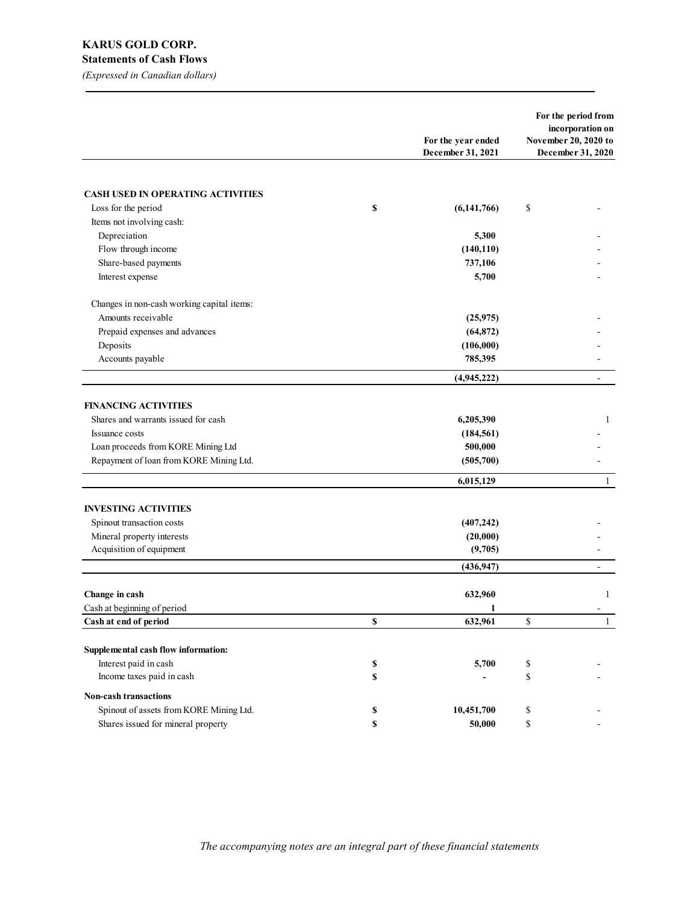# KARUS GOLD CORP.

## Statements of Cash Flows

*(Expressed in Canadian dollars)*

| | For the year ended December 31, 2021 | For the period from incorporation on November 20, 2020 to December 31, 2020 |
|---|---|---|
| **CASH USED IN OPERATING ACTIVITIES** | | |
| Loss for the period | $ (6,141,766) | $ - |
| Items not involving cash: | | |
| Depreciation | 5,300 | - |
| Flow through income | (140,110) | - |
| Share-based payments | 737,106 | - |
| Interest expense | 5,700 | - |
| Changes in non-cash working capital items: | | |
| Amounts receivable | (25,975) | - |
| Prepaid expenses and advances | (64,872) | - |
| Deposits | (106,000) | - |
| Accounts payable | 785,395 | - |
| | (4,945,222) | - |
| **FINANCING ACTIVITIES** | | |
| Shares and warrants issued for cash | 6,205,390 | 1 |
| Issuance costs | (184,561) | - |
| Loan proceeds from KORE Mining Ltd | 500,000 | - |
| Repayment of loan from KORE Mining Ltd. | (505,700) | - |
| | 6,015,129 | 1 |
| **INVESTING ACTIVITIES** | | |
| Spinout transaction costs | (407,242) | - |
| Mineral property interests | (20,000) | - |
| Acquisition of equipment | (9,705) | - |
| | (436,947) | - |
| **Change in cash** | 632,960 | 1 |
| Cash at beginning of period | 1 | - |
| **Cash at end of period** | $ 632,961 | $ 1 |
| **Supplemental cash flow information:** | | |
| Interest paid in cash | $ 5,700 | $ - |
| Income taxes paid in cash | $ - | $ - |
| **Non-cash transactions** | | |
| Spinout of assets from KORE Mining Ltd. | $ 10,451,700 | $ - |
| Shares issued for mineral property | $ 50,000 | $ - |

*The accompanying notes are an integral part of these financial statements*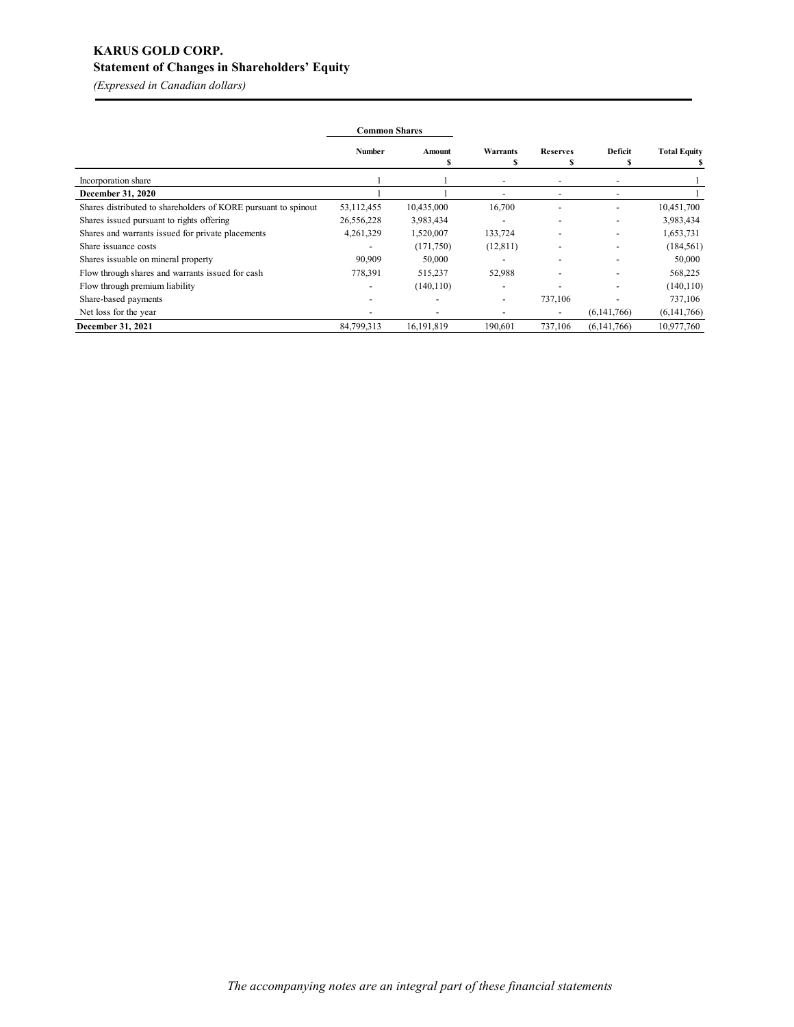# KARUS GOLD CORP.

## Statement of Changes in Shareholders' Equity

*(Expressed in Canadian dollars)*

| | Common Shares | | | | | |
|---|---|---|---|---|---|---|
| | Number | Amount $ | Warrants $ | Reserves $ | Deficit $ | Total Equity $ |
| Incorporation share | 1 | 1 | - | - | - | 1 |
| **December 31, 2020** | 1 | 1 | - | - | - | 1 |
| Shares distributed to shareholders of KORE pursuant to spinout | 53,112,455 | 10,435,000 | 16,700 | - | - | 10,451,700 |
| Shares issued pursuant to rights offering | 26,556,228 | 3,983,434 | - | - | - | 3,983,434 |
| Shares and warrants issued for private placements | 4,261,329 | 1,520,007 | 133,724 | - | - | 1,653,731 |
| Share issuance costs | - | (171,750) | (12,811) | - | - | (184,561) |
| Shares issuable on mineral property | 90,909 | 50,000 | - | - | - | 50,000 |
| Flow through shares and warrants issued for cash | 778,391 | 515,237 | 52,988 | - | - | 568,225 |
| Flow through premium liability | - | (140,110) | - | - | - | (140,110) |
| Share-based payments | - | - | - | 737,106 | - | 737,106 |
| Net loss for the year | - | - | - | - | (6,141,766) | (6,141,766) |
| **December 31, 2021** | 84,799,313 | 16,191,819 | 190,601 | 737,106 | (6,141,766) | 10,977,760 |

*The accompanying notes are an integral part of these financial statements*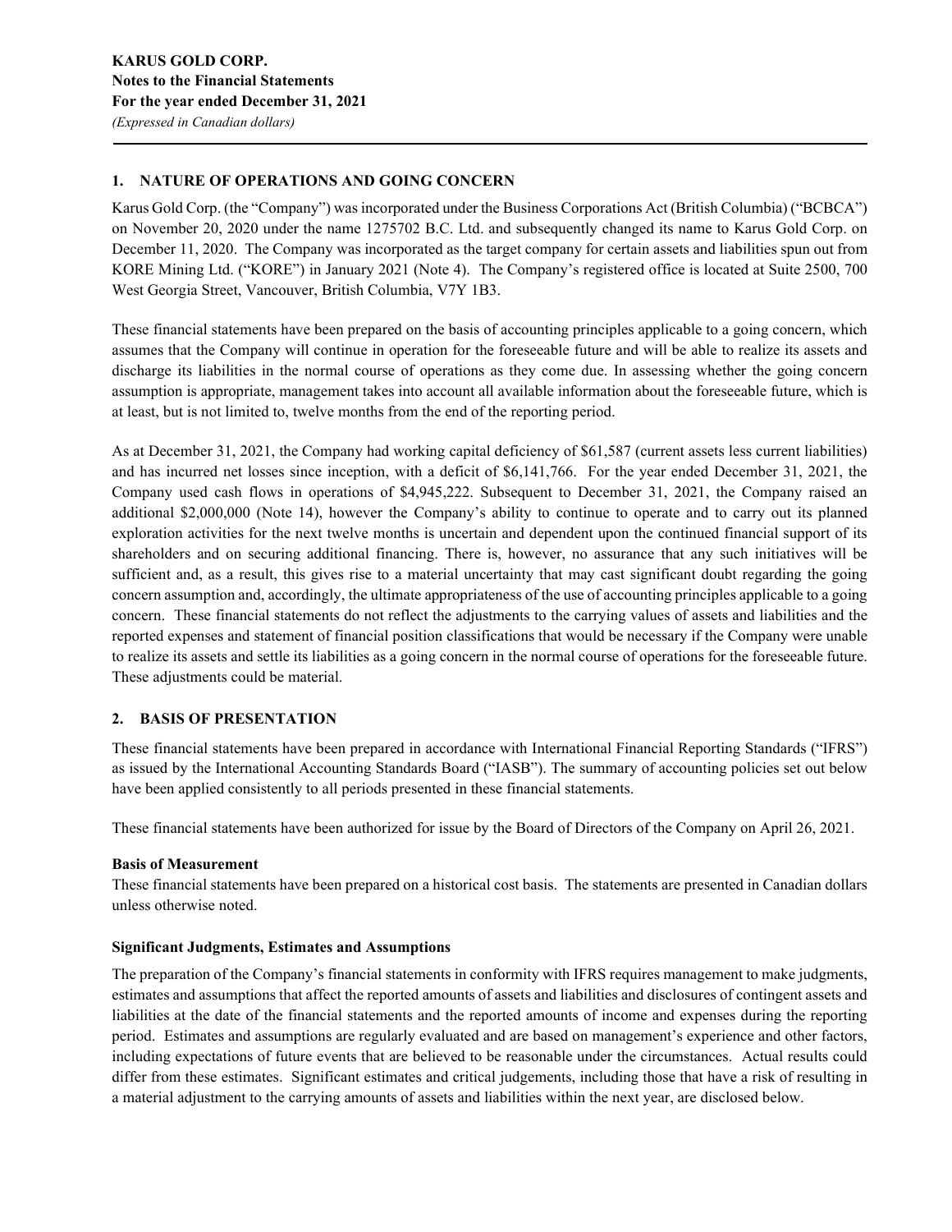## 1. NATURE OF OPERATIONS AND GOING CONCERN

Karus Gold Corp. (the "Company") was incorporated under the Business Corporations Act (British Columbia) ("BCBCA") on November 20, 2020 under the name 1275702 B.C. Ltd. and subsequently changed its name to Karus Gold Corp. on December 11, 2020. The Company was incorporated as the target company for certain assets and liabilities spun out from KORE Mining Ltd. ("KORE") in January 2021 (Note 4). The Company's registered office is located at Suite 2500, 700 West Georgia Street, Vancouver, British Columbia, V7Y 1B3.

These financial statements have been prepared on the basis of accounting principles applicable to a going concern, which assumes that the Company will continue in operation for the foreseeable future and will be able to realize its assets and discharge its liabilities in the normal course of operations as they come due. In assessing whether the going concern assumption is appropriate, management takes into account all available information about the foreseeable future, which is at least, but is not limited to, twelve months from the end of the reporting period.

As at December 31, 2021, the Company had working capital deficiency of $61,587 (current assets less current liabilities) and has incurred net losses since inception, with a deficit of $6,141,766. For the year ended December 31, 2021, the Company used cash flows in operations of $4,945,222. Subsequent to December 31, 2021, the Company raised an additional $2,000,000 (Note 14), however the Company's ability to continue to operate and to carry out its planned exploration activities for the next twelve months is uncertain and dependent upon the continued financial support of its shareholders and on securing additional financing. There is, however, no assurance that any such initiatives will be sufficient and, as a result, this gives rise to a material uncertainty that may cast significant doubt regarding the going concern assumption and, accordingly, the ultimate appropriateness of the use of accounting principles applicable to a going concern. These financial statements do not reflect the adjustments to the carrying values of assets and liabilities and the reported expenses and statement of financial position classifications that would be necessary if the Company were unable to realize its assets and settle its liabilities as a going concern in the normal course of operations for the foreseeable future. These adjustments could be material.

## 2. BASIS OF PRESENTATION

These financial statements have been prepared in accordance with International Financial Reporting Standards ("IFRS") as issued by the International Accounting Standards Board ("IASB"). The summary of accounting policies set out below have been applied consistently to all periods presented in these financial statements.

These financial statements have been authorized for issue by the Board of Directors of the Company on April 26, 2021.

**Basis of Measurement**

These financial statements have been prepared on a historical cost basis. The statements are presented in Canadian dollars unless otherwise noted.

**Significant Judgments, Estimates and Assumptions**

The preparation of the Company's financial statements in conformity with IFRS requires management to make judgments, estimates and assumptions that affect the reported amounts of assets and liabilities and disclosures of contingent assets and liabilities at the date of the financial statements and the reported amounts of income and expenses during the reporting period. Estimates and assumptions are regularly evaluated and are based on management's experience and other factors, including expectations of future events that are believed to be reasonable under the circumstances. Actual results could differ from these estimates. Significant estimates and critical judgements, including those that have a risk of resulting in a material adjustment to the carrying amounts of assets and liabilities within the next year, are disclosed below.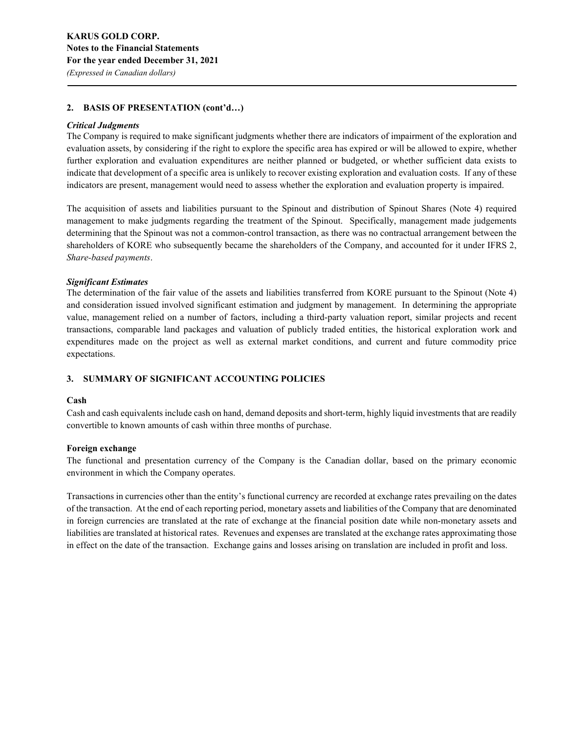## 2. BASIS OF PRESENTATION (cont'd…)

***Critical Judgments***

The Company is required to make significant judgments whether there are indicators of impairment of the exploration and evaluation assets, by considering if the right to explore the specific area has expired or will be allowed to expire, whether further exploration and evaluation expenditures are neither planned or budgeted, or whether sufficient data exists to indicate that development of a specific area is unlikely to recover existing exploration and evaluation costs. If any of these indicators are present, management would need to assess whether the exploration and evaluation property is impaired.

The acquisition of assets and liabilities pursuant to the Spinout and distribution of Spinout Shares (Note 4) required management to make judgments regarding the treatment of the Spinout. Specifically, management made judgements determining that the Spinout was not a common-control transaction, as there was no contractual arrangement between the shareholders of KORE who subsequently became the shareholders of the Company, and accounted for it under IFRS 2, *Share-based payments*.

***Significant Estimates***

The determination of the fair value of the assets and liabilities transferred from KORE pursuant to the Spinout (Note 4) and consideration issued involved significant estimation and judgment by management. In determining the appropriate value, management relied on a number of factors, including a third-party valuation report, similar projects and recent transactions, comparable land packages and valuation of publicly traded entities, the historical exploration work and expenditures made on the project as well as external market conditions, and current and future commodity price expectations.

## 3. SUMMARY OF SIGNIFICANT ACCOUNTING POLICIES

**Cash**

Cash and cash equivalents include cash on hand, demand deposits and short-term, highly liquid investments that are readily convertible to known amounts of cash within three months of purchase.

**Foreign exchange**

The functional and presentation currency of the Company is the Canadian dollar, based on the primary economic environment in which the Company operates.

Transactions in currencies other than the entity's functional currency are recorded at exchange rates prevailing on the dates of the transaction. At the end of each reporting period, monetary assets and liabilities of the Company that are denominated in foreign currencies are translated at the rate of exchange at the financial position date while non-monetary assets and liabilities are translated at historical rates. Revenues and expenses are translated at the exchange rates approximating those in effect on the date of the transaction. Exchange gains and losses arising on translation are included in profit and loss.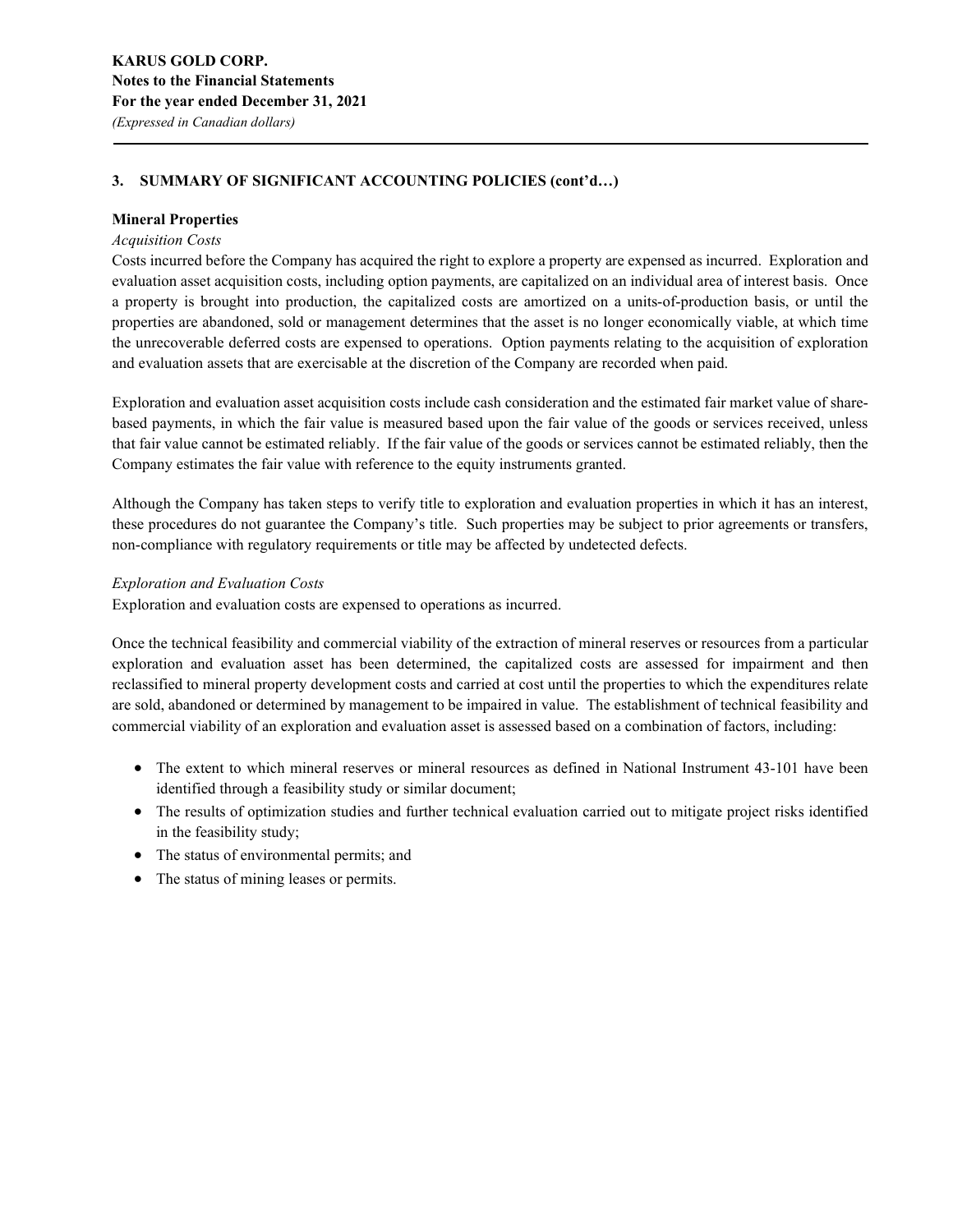## 3. SUMMARY OF SIGNIFICANT ACCOUNTING POLICIES (cont'd…)

### Mineral Properties

*Acquisition Costs*

Costs incurred before the Company has acquired the right to explore a property are expensed as incurred. Exploration and evaluation asset acquisition costs, including option payments, are capitalized on an individual area of interest basis. Once a property is brought into production, the capitalized costs are amortized on a units-of-production basis, or until the properties are abandoned, sold or management determines that the asset is no longer economically viable, at which time the unrecoverable deferred costs are expensed to operations. Option payments relating to the acquisition of exploration and evaluation assets that are exercisable at the discretion of the Company are recorded when paid.

Exploration and evaluation asset acquisition costs include cash consideration and the estimated fair market value of share-based payments, in which the fair value is measured based upon the fair value of the goods or services received, unless that fair value cannot be estimated reliably. If the fair value of the goods or services cannot be estimated reliably, then the Company estimates the fair value with reference to the equity instruments granted.

Although the Company has taken steps to verify title to exploration and evaluation properties in which it has an interest, these procedures do not guarantee the Company's title. Such properties may be subject to prior agreements or transfers, non-compliance with regulatory requirements or title may be affected by undetected defects.

*Exploration and Evaluation Costs*

Exploration and evaluation costs are expensed to operations as incurred.

Once the technical feasibility and commercial viability of the extraction of mineral reserves or resources from a particular exploration and evaluation asset has been determined, the capitalized costs are assessed for impairment and then reclassified to mineral property development costs and carried at cost until the properties to which the expenditures relate are sold, abandoned or determined by management to be impaired in value. The establishment of technical feasibility and commercial viability of an exploration and evaluation asset is assessed based on a combination of factors, including:

- The extent to which mineral reserves or mineral resources as defined in National Instrument 43-101 have been identified through a feasibility study or similar document;
- The results of optimization studies and further technical evaluation carried out to mitigate project risks identified in the feasibility study;
- The status of environmental permits; and
- The status of mining leases or permits.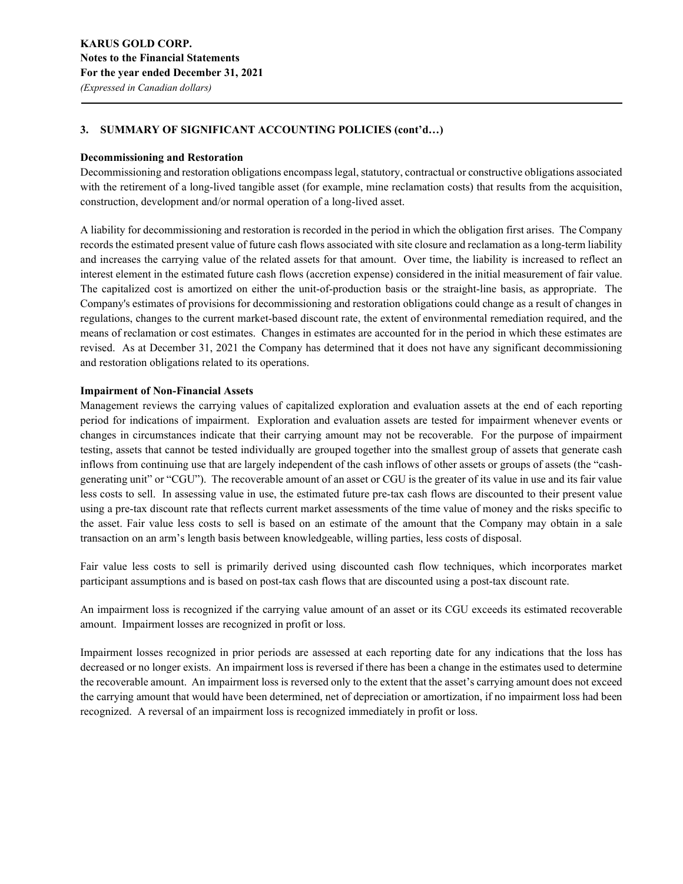## 3. SUMMARY OF SIGNIFICANT ACCOUNTING POLICIES (cont'd…)

### Decommissioning and Restoration

Decommissioning and restoration obligations encompass legal, statutory, contractual or constructive obligations associated with the retirement of a long-lived tangible asset (for example, mine reclamation costs) that results from the acquisition, construction, development and/or normal operation of a long-lived asset.

A liability for decommissioning and restoration is recorded in the period in which the obligation first arises. The Company records the estimated present value of future cash flows associated with site closure and reclamation as a long-term liability and increases the carrying value of the related assets for that amount. Over time, the liability is increased to reflect an interest element in the estimated future cash flows (accretion expense) considered in the initial measurement of fair value. The capitalized cost is amortized on either the unit-of-production basis or the straight-line basis, as appropriate. The Company's estimates of provisions for decommissioning and restoration obligations could change as a result of changes in regulations, changes to the current market-based discount rate, the extent of environmental remediation required, and the means of reclamation or cost estimates. Changes in estimates are accounted for in the period in which these estimates are revised. As at December 31, 2021 the Company has determined that it does not have any significant decommissioning and restoration obligations related to its operations.

### Impairment of Non-Financial Assets

Management reviews the carrying values of capitalized exploration and evaluation assets at the end of each reporting period for indications of impairment. Exploration and evaluation assets are tested for impairment whenever events or changes in circumstances indicate that their carrying amount may not be recoverable. For the purpose of impairment testing, assets that cannot be tested individually are grouped together into the smallest group of assets that generate cash inflows from continuing use that are largely independent of the cash inflows of other assets or groups of assets (the "cash-generating unit" or "CGU"). The recoverable amount of an asset or CGU is the greater of its value in use and its fair value less costs to sell. In assessing value in use, the estimated future pre-tax cash flows are discounted to their present value using a pre-tax discount rate that reflects current market assessments of the time value of money and the risks specific to the asset. Fair value less costs to sell is based on an estimate of the amount that the Company may obtain in a sale transaction on an arm's length basis between knowledgeable, willing parties, less costs of disposal.

Fair value less costs to sell is primarily derived using discounted cash flow techniques, which incorporates market participant assumptions and is based on post-tax cash flows that are discounted using a post-tax discount rate.

An impairment loss is recognized if the carrying value amount of an asset or its CGU exceeds its estimated recoverable amount. Impairment losses are recognized in profit or loss.

Impairment losses recognized in prior periods are assessed at each reporting date for any indications that the loss has decreased or no longer exists. An impairment loss is reversed if there has been a change in the estimates used to determine the recoverable amount. An impairment loss is reversed only to the extent that the asset's carrying amount does not exceed the carrying amount that would have been determined, net of depreciation or amortization, if no impairment loss had been recognized. A reversal of an impairment loss is recognized immediately in profit or loss.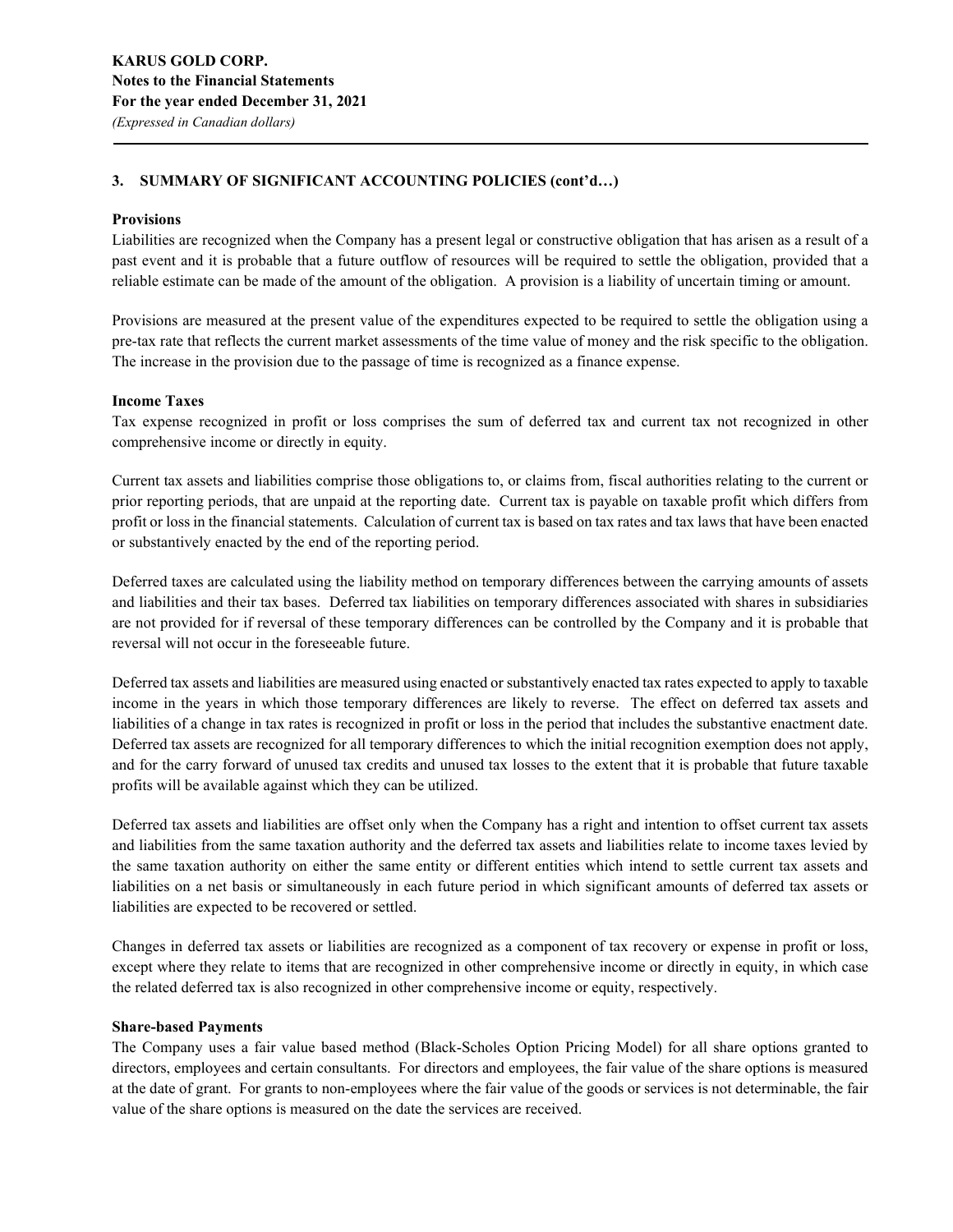## 3. SUMMARY OF SIGNIFICANT ACCOUNTING POLICIES (cont'd…)

### Provisions

Liabilities are recognized when the Company has a present legal or constructive obligation that has arisen as a result of a past event and it is probable that a future outflow of resources will be required to settle the obligation, provided that a reliable estimate can be made of the amount of the obligation. A provision is a liability of uncertain timing or amount.

Provisions are measured at the present value of the expenditures expected to be required to settle the obligation using a pre-tax rate that reflects the current market assessments of the time value of money and the risk specific to the obligation. The increase in the provision due to the passage of time is recognized as a finance expense.

### Income Taxes

Tax expense recognized in profit or loss comprises the sum of deferred tax and current tax not recognized in other comprehensive income or directly in equity.

Current tax assets and liabilities comprise those obligations to, or claims from, fiscal authorities relating to the current or prior reporting periods, that are unpaid at the reporting date. Current tax is payable on taxable profit which differs from profit or loss in the financial statements. Calculation of current tax is based on tax rates and tax laws that have been enacted or substantively enacted by the end of the reporting period.

Deferred taxes are calculated using the liability method on temporary differences between the carrying amounts of assets and liabilities and their tax bases. Deferred tax liabilities on temporary differences associated with shares in subsidiaries are not provided for if reversal of these temporary differences can be controlled by the Company and it is probable that reversal will not occur in the foreseeable future.

Deferred tax assets and liabilities are measured using enacted or substantively enacted tax rates expected to apply to taxable income in the years in which those temporary differences are likely to reverse. The effect on deferred tax assets and liabilities of a change in tax rates is recognized in profit or loss in the period that includes the substantive enactment date. Deferred tax assets are recognized for all temporary differences to which the initial recognition exemption does not apply, and for the carry forward of unused tax credits and unused tax losses to the extent that it is probable that future taxable profits will be available against which they can be utilized.

Deferred tax assets and liabilities are offset only when the Company has a right and intention to offset current tax assets and liabilities from the same taxation authority and the deferred tax assets and liabilities relate to income taxes levied by the same taxation authority on either the same entity or different entities which intend to settle current tax assets and liabilities on a net basis or simultaneously in each future period in which significant amounts of deferred tax assets or liabilities are expected to be recovered or settled.

Changes in deferred tax assets or liabilities are recognized as a component of tax recovery or expense in profit or loss, except where they relate to items that are recognized in other comprehensive income or directly in equity, in which case the related deferred tax is also recognized in other comprehensive income or equity, respectively.

### Share-based Payments

The Company uses a fair value based method (Black-Scholes Option Pricing Model) for all share options granted to directors, employees and certain consultants. For directors and employees, the fair value of the share options is measured at the date of grant. For grants to non-employees where the fair value of the goods or services is not determinable, the fair value of the share options is measured on the date the services are received.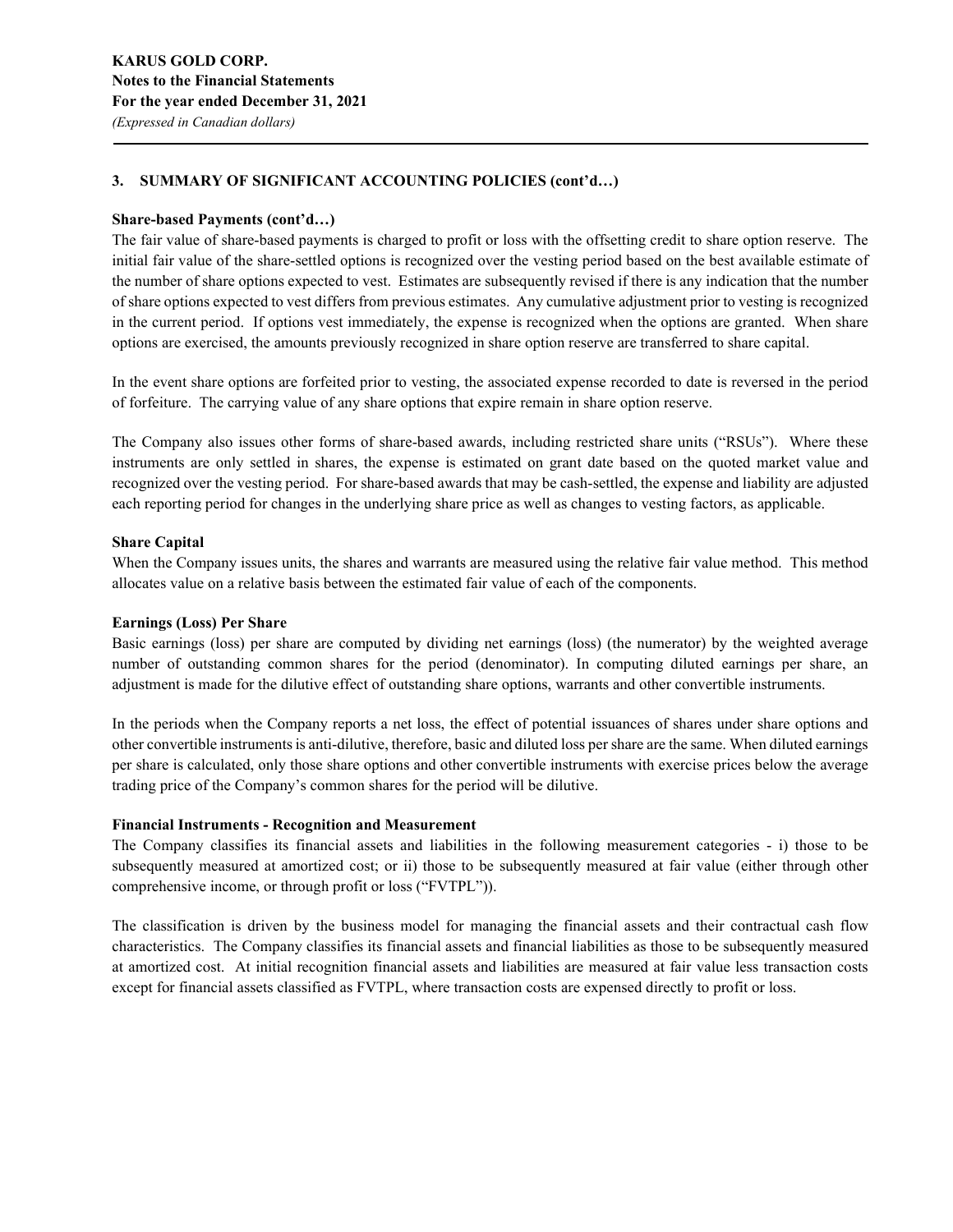## 3. SUMMARY OF SIGNIFICANT ACCOUNTING POLICIES (cont'd…)

**Share-based Payments (cont'd…)**

The fair value of share-based payments is charged to profit or loss with the offsetting credit to share option reserve. The initial fair value of the share-settled options is recognized over the vesting period based on the best available estimate of the number of share options expected to vest. Estimates are subsequently revised if there is any indication that the number of share options expected to vest differs from previous estimates. Any cumulative adjustment prior to vesting is recognized in the current period. If options vest immediately, the expense is recognized when the options are granted. When share options are exercised, the amounts previously recognized in share option reserve are transferred to share capital.

In the event share options are forfeited prior to vesting, the associated expense recorded to date is reversed in the period of forfeiture. The carrying value of any share options that expire remain in share option reserve.

The Company also issues other forms of share-based awards, including restricted share units ("RSUs"). Where these instruments are only settled in shares, the expense is estimated on grant date based on the quoted market value and recognized over the vesting period. For share-based awards that may be cash-settled, the expense and liability are adjusted each reporting period for changes in the underlying share price as well as changes to vesting factors, as applicable.

**Share Capital**

When the Company issues units, the shares and warrants are measured using the relative fair value method. This method allocates value on a relative basis between the estimated fair value of each of the components.

**Earnings (Loss) Per Share**

Basic earnings (loss) per share are computed by dividing net earnings (loss) (the numerator) by the weighted average number of outstanding common shares for the period (denominator). In computing diluted earnings per share, an adjustment is made for the dilutive effect of outstanding share options, warrants and other convertible instruments.

In the periods when the Company reports a net loss, the effect of potential issuances of shares under share options and other convertible instruments is anti-dilutive, therefore, basic and diluted loss per share are the same. When diluted earnings per share is calculated, only those share options and other convertible instruments with exercise prices below the average trading price of the Company's common shares for the period will be dilutive.

**Financial Instruments - Recognition and Measurement**

The Company classifies its financial assets and liabilities in the following measurement categories - i) those to be subsequently measured at amortized cost; or ii) those to be subsequently measured at fair value (either through other comprehensive income, or through profit or loss ("FVTPL")).

The classification is driven by the business model for managing the financial assets and their contractual cash flow characteristics. The Company classifies its financial assets and financial liabilities as those to be subsequently measured at amortized cost. At initial recognition financial assets and liabilities are measured at fair value less transaction costs except for financial assets classified as FVTPL, where transaction costs are expensed directly to profit or loss.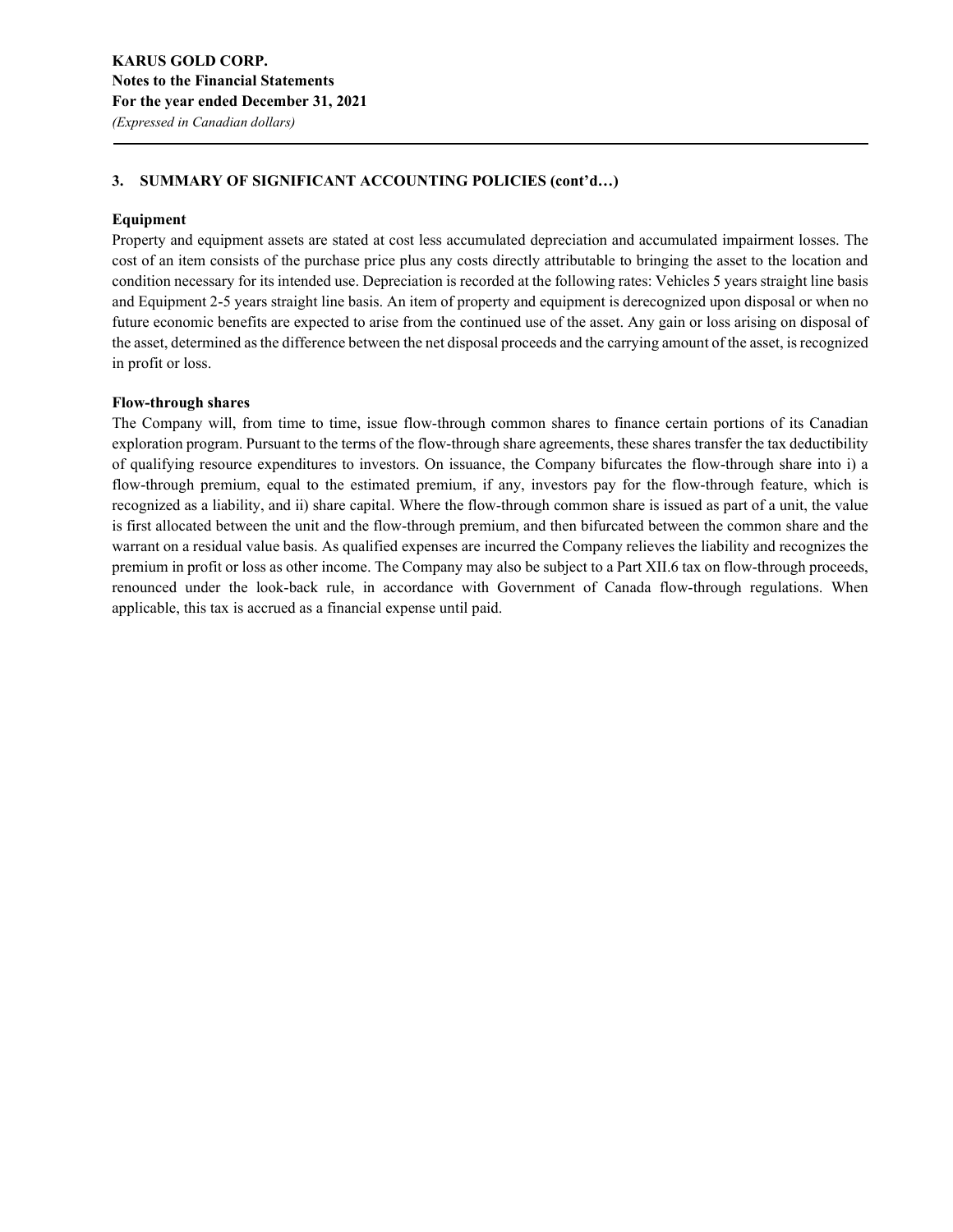## 3. SUMMARY OF SIGNIFICANT ACCOUNTING POLICIES (cont'd…)

**Equipment**

Property and equipment assets are stated at cost less accumulated depreciation and accumulated impairment losses. The cost of an item consists of the purchase price plus any costs directly attributable to bringing the asset to the location and condition necessary for its intended use. Depreciation is recorded at the following rates: Vehicles 5 years straight line basis and Equipment 2-5 years straight line basis. An item of property and equipment is derecognized upon disposal or when no future economic benefits are expected to arise from the continued use of the asset. Any gain or loss arising on disposal of the asset, determined as the difference between the net disposal proceeds and the carrying amount of the asset, is recognized in profit or loss.

**Flow-through shares**

The Company will, from time to time, issue flow-through common shares to finance certain portions of its Canadian exploration program. Pursuant to the terms of the flow-through share agreements, these shares transfer the tax deductibility of qualifying resource expenditures to investors. On issuance, the Company bifurcates the flow-through share into i) a flow-through premium, equal to the estimated premium, if any, investors pay for the flow-through feature, which is recognized as a liability, and ii) share capital. Where the flow-through common share is issued as part of a unit, the value is first allocated between the unit and the flow-through premium, and then bifurcated between the common share and the warrant on a residual value basis. As qualified expenses are incurred the Company relieves the liability and recognizes the premium in profit or loss as other income. The Company may also be subject to a Part XII.6 tax on flow-through proceeds, renounced under the look-back rule, in accordance with Government of Canada flow-through regulations. When applicable, this tax is accrued as a financial expense until paid.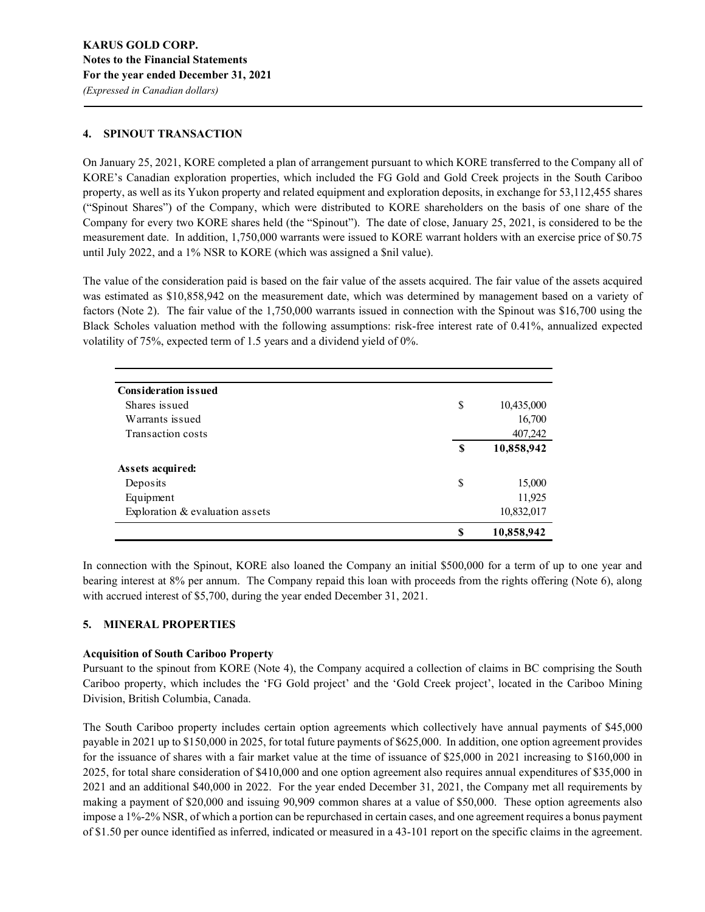**KARUS GOLD CORP.**
**Notes to the Financial Statements**
**For the year ended December 31, 2021**
*(Expressed in Canadian dollars)*

## 4. SPINOUT TRANSACTION

On January 25, 2021, KORE completed a plan of arrangement pursuant to which KORE transferred to the Company all of KORE's Canadian exploration properties, which included the FG Gold and Gold Creek projects in the South Cariboo property, as well as its Yukon property and related equipment and exploration deposits, in exchange for 53,112,455 shares ("Spinout Shares") of the Company, which were distributed to KORE shareholders on the basis of one share of the Company for every two KORE shares held (the "Spinout"). The date of close, January 25, 2021, is considered to be the measurement date. In addition, 1,750,000 warrants were issued to KORE warrant holders with an exercise price of $0.75 until July 2022, and a 1% NSR to KORE (which was assigned a $nil value).

The value of the consideration paid is based on the fair value of the assets acquired. The fair value of the assets acquired was estimated as $10,858,942 on the measurement date, which was determined by management based on a variety of factors (Note 2). The fair value of the 1,750,000 warrants issued in connection with the Spinout was $16,700 using the Black Scholes valuation method with the following assumptions: risk-free interest rate of 0.41%, annualized expected volatility of 75%, expected term of 1.5 years and a dividend yield of 0%.

| | | |
|---|---|---|
| **Consideration issued** | | |
| Shares issued | $ | 10,435,000 |
| Warrants issued | | 16,700 |
| Transaction costs | | 407,242 |
| | **$** | **10,858,942** |
| **Assets acquired:** | | |
| Deposits | $ | 15,000 |
| Equipment | | 11,925 |
| Exploration & evaluation assets | | 10,832,017 |
| | **$** | **10,858,942** |

In connection with the Spinout, KORE also loaned the Company an initial $500,000 for a term of up to one year and bearing interest at 8% per annum. The Company repaid this loan with proceeds from the rights offering (Note 6), along with accrued interest of $5,700, during the year ended December 31, 2021.

## 5. MINERAL PROPERTIES

### Acquisition of South Cariboo Property

Pursuant to the spinout from KORE (Note 4), the Company acquired a collection of claims in BC comprising the South Cariboo property, which includes the 'FG Gold project' and the 'Gold Creek project', located in the Cariboo Mining Division, British Columbia, Canada.

The South Cariboo property includes certain option agreements which collectively have annual payments of $45,000 payable in 2021 up to $150,000 in 2025, for total future payments of $625,000. In addition, one option agreement provides for the issuance of shares with a fair market value at the time of issuance of $25,000 in 2021 increasing to $160,000 in 2025, for total share consideration of $410,000 and one option agreement also requires annual expenditures of $35,000 in 2021 and an additional $40,000 in 2022. For the year ended December 31, 2021, the Company met all requirements by making a payment of $20,000 and issuing 90,909 common shares at a value of $50,000. These option agreements also impose a 1%-2% NSR, of which a portion can be repurchased in certain cases, and one agreement requires a bonus payment of $1.50 per ounce identified as inferred, indicated or measured in a 43-101 report on the specific claims in the agreement.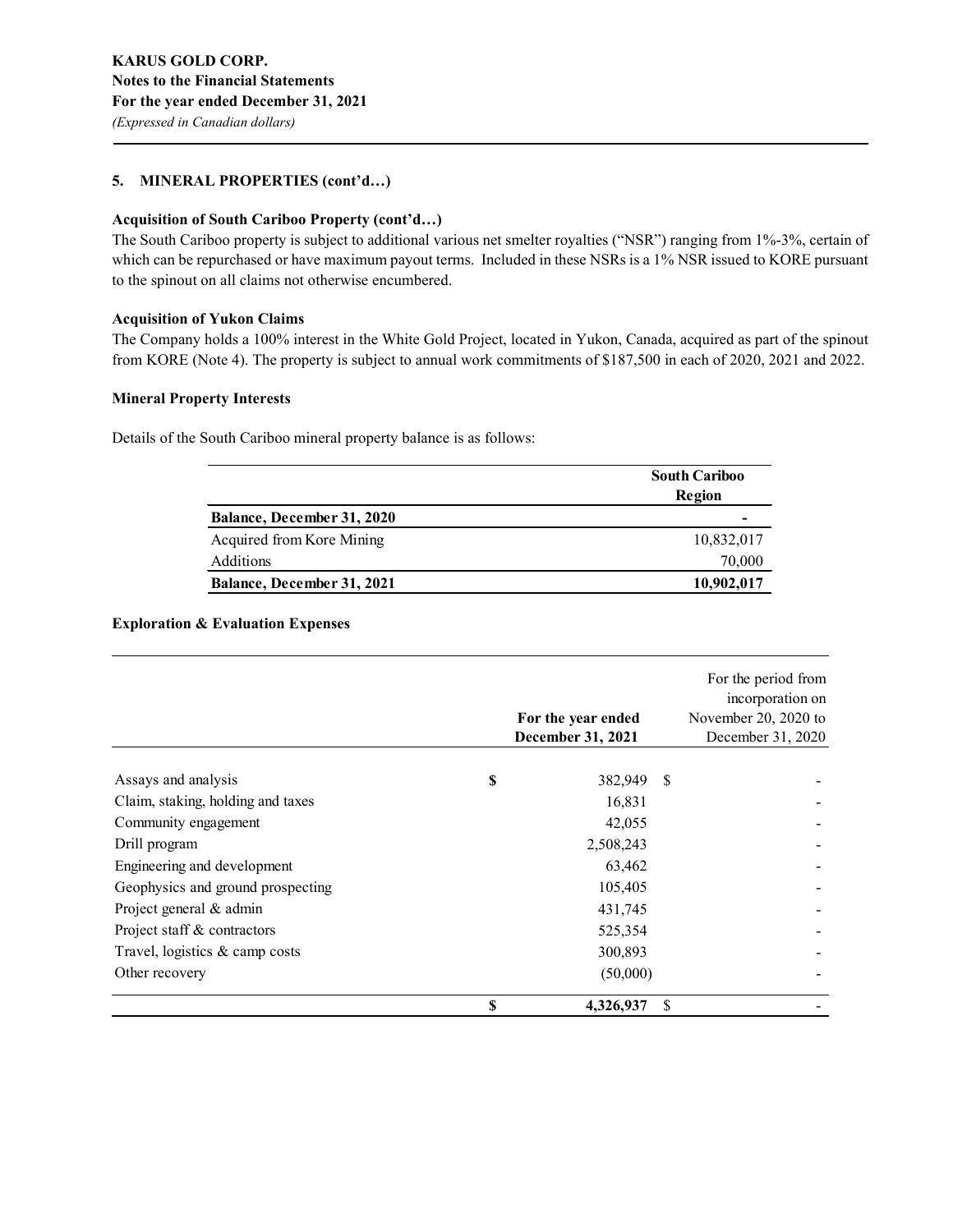**KARUS GOLD CORP.**
**Notes to the Financial Statements**
**For the year ended December 31, 2021**
*(Expressed in Canadian dollars)*

## 5. MINERAL PROPERTIES (cont'd…)

### Acquisition of South Cariboo Property (cont'd…)

The South Cariboo property is subject to additional various net smelter royalties ("NSR") ranging from 1%-3%, certain of which can be repurchased or have maximum payout terms. Included in these NSRs is a 1% NSR issued to KORE pursuant to the spinout on all claims not otherwise encumbered.

### Acquisition of Yukon Claims

The Company holds a 100% interest in the White Gold Project, located in Yukon, Canada, acquired as part of the spinout from KORE (Note 4). The property is subject to annual work commitments of $187,500 in each of 2020, 2021 and 2022.

### Mineral Property Interests

Details of the South Cariboo mineral property balance is as follows:

| | South Cariboo Region |
|---|---:|
| **Balance, December 31, 2020** | - |
| Acquired from Kore Mining | 10,832,017 |
| Additions | 70,000 |
| **Balance, December 31, 2021** | **10,902,017** |

### Exploration & Evaluation Expenses

| | For the year ended December 31, 2021 | For the period from incorporation on November 20, 2020 to December 31, 2020 |
|---|---:|---:|
| Assays and analysis | $ 382,949 | $ - |
| Claim, staking, holding and taxes | 16,831 | - |
| Community engagement | 42,055 | - |
| Drill program | 2,508,243 | - |
| Engineering and development | 63,462 | - |
| Geophysics and ground prospecting | 105,405 | - |
| Project general & admin | 431,745 | - |
| Project staff & contractors | 525,354 | - |
| Travel, logistics & camp costs | 300,893 | - |
| Other recovery | (50,000) | - |
| | **$ 4,326,937** | $ - |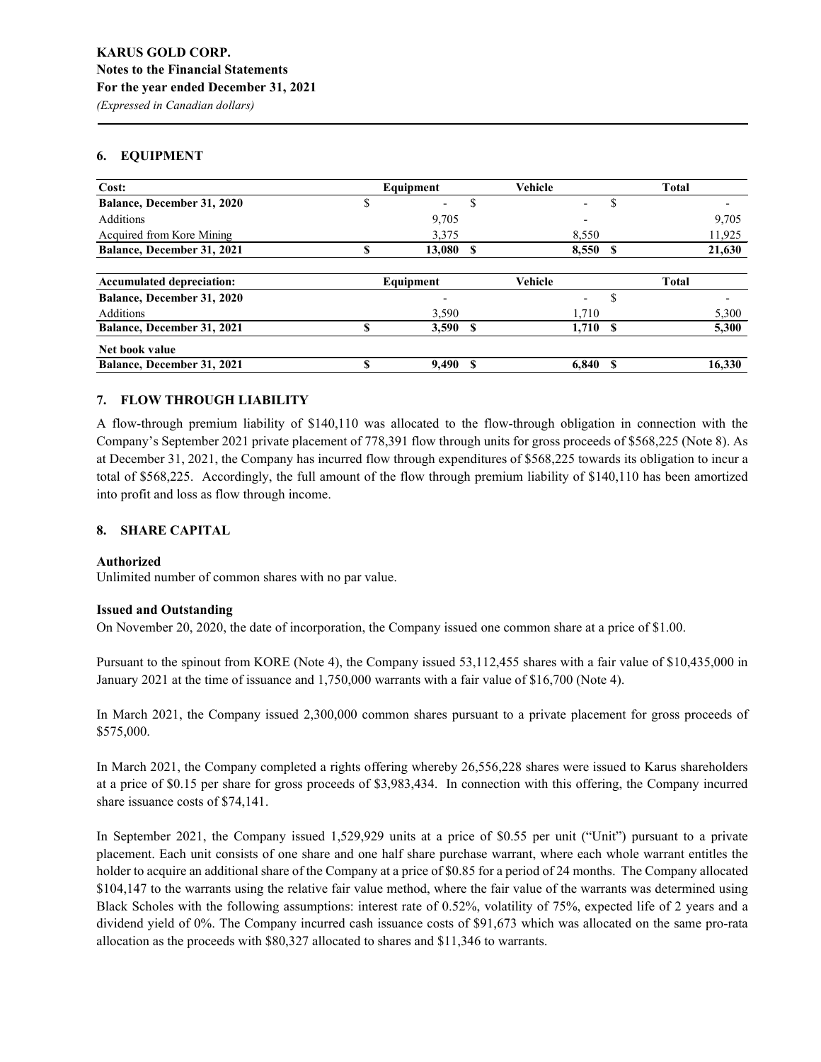**KARUS GOLD CORP.**
**Notes to the Financial Statements**
**For the year ended December 31, 2021**
*(Expressed in Canadian dollars)*

## 6. EQUIPMENT

| Cost: | Equipment | Vehicle | Total |
|---|---|---|---|
| **Balance, December 31, 2020** | $ - | $ - | $ - |
| Additions | 9,705 | - | 9,705 |
| Acquired from Kore Mining | 3,375 | 8,550 | 11,925 |
| **Balance, December 31, 2021** | **$ 13,080** | **$ 8,550** | **$ 21,630** |

| Accumulated depreciation: | Equipment | Vehicle | Total |
|---|---|---|---|
| **Balance, December 31, 2020** | - | - | $ - |
| Additions | 3,590 | 1,710 | 5,300 |
| **Balance, December 31, 2021** | **$ 3,590** | **$ 1,710** | **$ 5,300** |
| **Net book value** | | | |
| **Balance, December 31, 2021** | **$ 9,490** | **$ 6,840** | **$ 16,330** |

## 7. FLOW THROUGH LIABILITY

A flow-through premium liability of $140,110 was allocated to the flow-through obligation in connection with the Company's September 2021 private placement of 778,391 flow through units for gross proceeds of $568,225 (Note 8). As at December 31, 2021, the Company has incurred flow through expenditures of $568,225 towards its obligation to incur a total of $568,225. Accordingly, the full amount of the flow through premium liability of $140,110 has been amortized into profit and loss as flow through income.

## 8. SHARE CAPITAL

**Authorized**
Unlimited number of common shares with no par value.

**Issued and Outstanding**
On November 20, 2020, the date of incorporation, the Company issued one common share at a price of $1.00.

Pursuant to the spinout from KORE (Note 4), the Company issued 53,112,455 shares with a fair value of $10,435,000 in January 2021 at the time of issuance and 1,750,000 warrants with a fair value of $16,700 (Note 4).

In March 2021, the Company issued 2,300,000 common shares pursuant to a private placement for gross proceeds of $575,000.

In March 2021, the Company completed a rights offering whereby 26,556,228 shares were issued to Karus shareholders at a price of $0.15 per share for gross proceeds of $3,983,434. In connection with this offering, the Company incurred share issuance costs of $74,141.

In September 2021, the Company issued 1,529,929 units at a price of $0.55 per unit ("Unit") pursuant to a private placement. Each unit consists of one share and one half share purchase warrant, where each whole warrant entitles the holder to acquire an additional share of the Company at a price of $0.85 for a period of 24 months. The Company allocated $104,147 to the warrants using the relative fair value method, where the fair value of the warrants was determined using Black Scholes with the following assumptions: interest rate of 0.52%, volatility of 75%, expected life of 2 years and a dividend yield of 0%. The Company incurred cash issuance costs of $91,673 which was allocated on the same pro-rata allocation as the proceeds with $80,327 allocated to shares and $11,346 to warrants.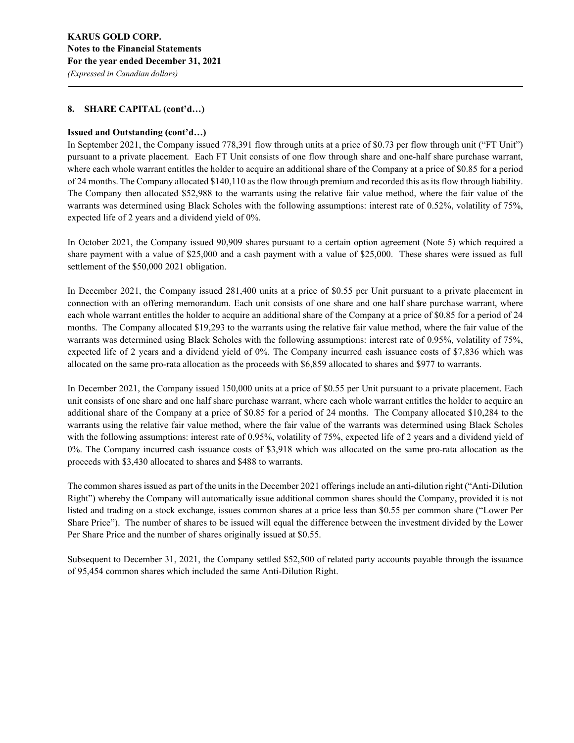## 8. SHARE CAPITAL (cont'd…)

### Issued and Outstanding (cont'd…)

In September 2021, the Company issued 778,391 flow through units at a price of $0.73 per flow through unit ("FT Unit") pursuant to a private placement. Each FT Unit consists of one flow through share and one-half share purchase warrant, where each whole warrant entitles the holder to acquire an additional share of the Company at a price of $0.85 for a period of 24 months. The Company allocated $140,110 as the flow through premium and recorded this as its flow through liability. The Company then allocated $52,988 to the warrants using the relative fair value method, where the fair value of the warrants was determined using Black Scholes with the following assumptions: interest rate of 0.52%, volatility of 75%, expected life of 2 years and a dividend yield of 0%.

In October 2021, the Company issued 90,909 shares pursuant to a certain option agreement (Note 5) which required a share payment with a value of $25,000 and a cash payment with a value of $25,000. These shares were issued as full settlement of the $50,000 2021 obligation.

In December 2021, the Company issued 281,400 units at a price of $0.55 per Unit pursuant to a private placement in connection with an offering memorandum. Each unit consists of one share and one half share purchase warrant, where each whole warrant entitles the holder to acquire an additional share of the Company at a price of $0.85 for a period of 24 months. The Company allocated $19,293 to the warrants using the relative fair value method, where the fair value of the warrants was determined using Black Scholes with the following assumptions: interest rate of 0.95%, volatility of 75%, expected life of 2 years and a dividend yield of 0%. The Company incurred cash issuance costs of $7,836 which was allocated on the same pro-rata allocation as the proceeds with $6,859 allocated to shares and $977 to warrants.

In December 2021, the Company issued 150,000 units at a price of $0.55 per Unit pursuant to a private placement. Each unit consists of one share and one half share purchase warrant, where each whole warrant entitles the holder to acquire an additional share of the Company at a price of $0.85 for a period of 24 months. The Company allocated $10,284 to the warrants using the relative fair value method, where the fair value of the warrants was determined using Black Scholes with the following assumptions: interest rate of 0.95%, volatility of 75%, expected life of 2 years and a dividend yield of 0%. The Company incurred cash issuance costs of $3,918 which was allocated on the same pro-rata allocation as the proceeds with $3,430 allocated to shares and $488 to warrants.

The common shares issued as part of the units in the December 2021 offerings include an anti-dilution right ("Anti-Dilution Right") whereby the Company will automatically issue additional common shares should the Company, provided it is not listed and trading on a stock exchange, issues common shares at a price less than $0.55 per common share ("Lower Per Share Price"). The number of shares to be issued will equal the difference between the investment divided by the Lower Per Share Price and the number of shares originally issued at $0.55.

Subsequent to December 31, 2021, the Company settled $52,500 of related party accounts payable through the issuance of 95,454 common shares which included the same Anti-Dilution Right.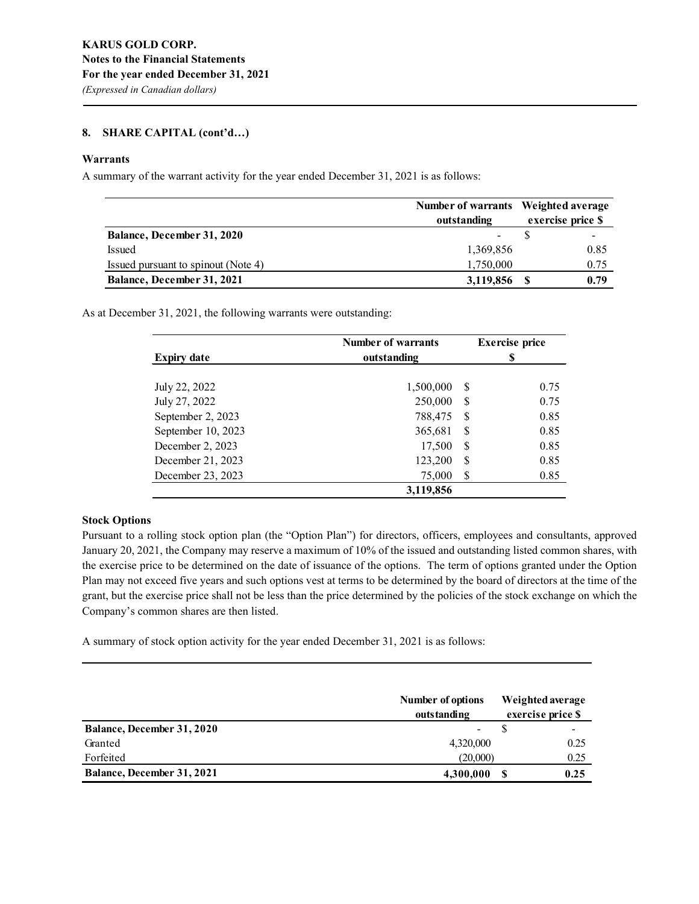**KARUS GOLD CORP.**
**Notes to the Financial Statements**
**For the year ended December 31, 2021**
*(Expressed in Canadian dollars)*

## 8. SHARE CAPITAL (cont'd…)

### Warrants

A summary of the warrant activity for the year ended December 31, 2021 is as follows:

| | Number of warrants outstanding | Weighted average exercise price $ |
|---|---|---|
| **Balance, December 31, 2020** | - | $ - |
| Issued | 1,369,856 | 0.85 |
| Issued pursuant to spinout (Note 4) | 1,750,000 | 0.75 |
| **Balance, December 31, 2021** | **3,119,856** | **$ 0.79** |

As at December 31, 2021, the following warrants were outstanding:

| Expiry date | Number of warrants outstanding | Exercise price $ |
|---|---|---|
| July 22, 2022 | 1,500,000 | $ 0.75 |
| July 27, 2022 | 250,000 | $ 0.75 |
| September 2, 2023 | 788,475 | $ 0.85 |
| September 10, 2023 | 365,681 | $ 0.85 |
| December 2, 2023 | 17,500 | $ 0.85 |
| December 21, 2023 | 123,200 | $ 0.85 |
| December 23, 2023 | 75,000 | $ 0.85 |
| | **3,119,856** | |

### Stock Options

Pursuant to a rolling stock option plan (the "Option Plan") for directors, officers, employees and consultants, approved January 20, 2021, the Company may reserve a maximum of 10% of the issued and outstanding listed common shares, with the exercise price to be determined on the date of issuance of the options. The term of options granted under the Option Plan may not exceed five years and such options vest at terms to be determined by the board of directors at the time of the grant, but the exercise price shall not be less than the price determined by the policies of the stock exchange on which the Company's common shares are then listed.

A summary of stock option activity for the year ended December 31, 2021 is as follows:

| | Number of options outstanding | Weighted average exercise price $ |
|---|---|---|
| **Balance, December 31, 2020** | - | $ - |
| Granted | 4,320,000 | 0.25 |
| Forfeited | (20,000) | 0.25 |
| **Balance, December 31, 2021** | **4,300,000** | **$ 0.25** |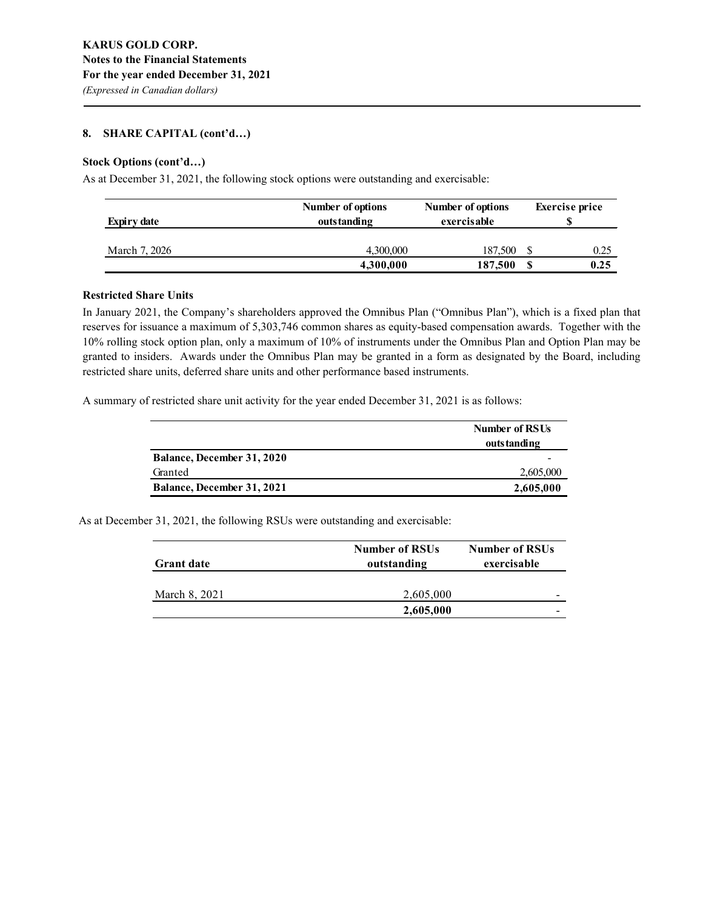**KARUS GOLD CORP.**
**Notes to the Financial Statements**
**For the year ended December 31, 2021**
*(Expressed in Canadian dollars)*

## 8. SHARE CAPITAL (cont'd…)

### Stock Options (cont'd…)

As at December 31, 2021, the following stock options were outstanding and exercisable:

| Expiry date | Number of options outstanding | Number of options exercisable | Exercise price $ |
|---|---|---|---|
| March 7, 2026 | 4,300,000 | 187,500 | $ 0.25 |
| | **4,300,000** | **187,500** | **$ 0.25** |

### Restricted Share Units

In January 2021, the Company's shareholders approved the Omnibus Plan ("Omnibus Plan"), which is a fixed plan that reserves for issuance a maximum of 5,303,746 common shares as equity-based compensation awards. Together with the 10% rolling stock option plan, only a maximum of 10% of instruments under the Omnibus Plan and Option Plan may be granted to insiders. Awards under the Omnibus Plan may be granted in a form as designated by the Board, including restricted share units, deferred share units and other performance based instruments.

A summary of restricted share unit activity for the year ended December 31, 2021 is as follows:

| | Number of RSUs outstanding |
|---|---|
| **Balance, December 31, 2020** | - |
| Granted | 2,605,000 |
| **Balance, December 31, 2021** | **2,605,000** |

As at December 31, 2021, the following RSUs were outstanding and exercisable:

| Grant date | Number of RSUs outstanding | Number of RSUs exercisable |
|---|---|---|
| March 8, 2021 | 2,605,000 | - |
| | **2,605,000** | - |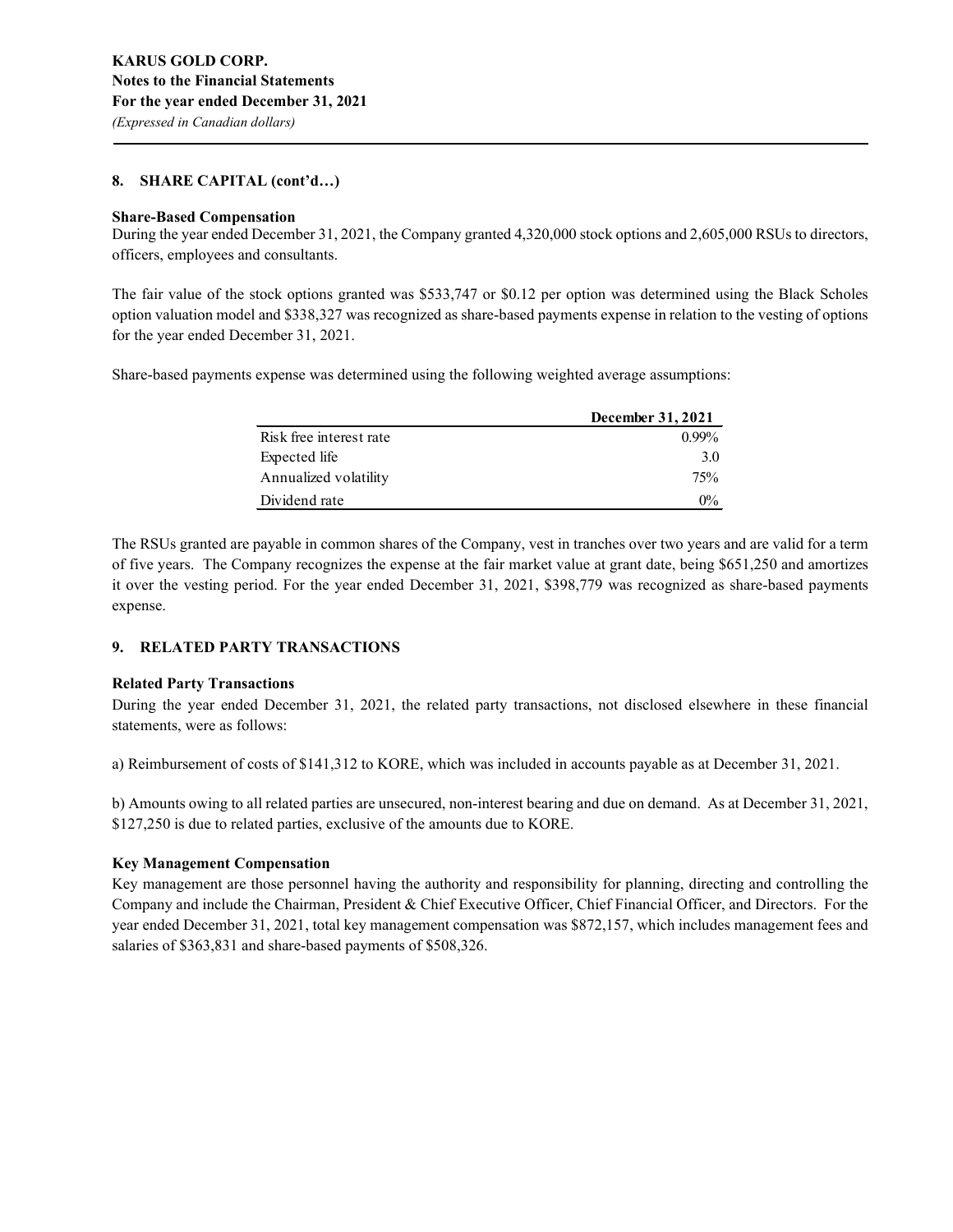### 8. SHARE CAPITAL (cont'd…)

**Share-Based Compensation**

During the year ended December 31, 2021, the Company granted 4,320,000 stock options and 2,605,000 RSUs to directors, officers, employees and consultants.

The fair value of the stock options granted was $533,747 or $0.12 per option was determined using the Black Scholes option valuation model and $338,327 was recognized as share-based payments expense in relation to the vesting of options for the year ended December 31, 2021.

Share-based payments expense was determined using the following weighted average assumptions:

| | December 31, 2021 |
|---|---|
| Risk free interest rate | 0.99% |
| Expected life | 3.0 |
| Annualized volatility | 75% |
| Dividend rate | 0% |

The RSUs granted are payable in common shares of the Company, vest in tranches over two years and are valid for a term of five years. The Company recognizes the expense at the fair market value at grant date, being $651,250 and amortizes it over the vesting period. For the year ended December 31, 2021, $398,779 was recognized as share-based payments expense.

### 9. RELATED PARTY TRANSACTIONS

**Related Party Transactions**

During the year ended December 31, 2021, the related party transactions, not disclosed elsewhere in these financial statements, were as follows:

a) Reimbursement of costs of $141,312 to KORE, which was included in accounts payable as at December 31, 2021.

b) Amounts owing to all related parties are unsecured, non-interest bearing and due on demand. As at December 31, 2021, $127,250 is due to related parties, exclusive of the amounts due to KORE.

**Key Management Compensation**

Key management are those personnel having the authority and responsibility for planning, directing and controlling the Company and include the Chairman, President & Chief Executive Officer, Chief Financial Officer, and Directors. For the year ended December 31, 2021, total key management compensation was $872,157, which includes management fees and salaries of $363,831 and share-based payments of $508,326.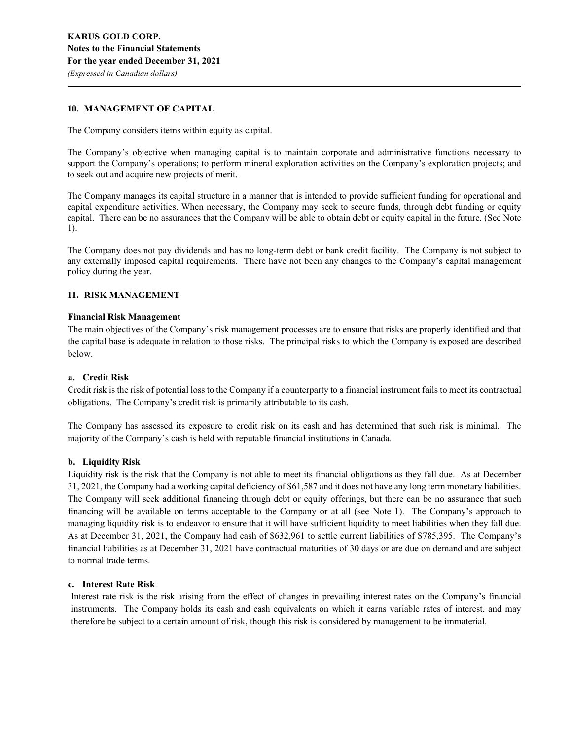## 10. MANAGEMENT OF CAPITAL

The Company considers items within equity as capital.

The Company's objective when managing capital is to maintain corporate and administrative functions necessary to support the Company's operations; to perform mineral exploration activities on the Company's exploration projects; and to seek out and acquire new projects of merit.

The Company manages its capital structure in a manner that is intended to provide sufficient funding for operational and capital expenditure activities. When necessary, the Company may seek to secure funds, through debt funding or equity capital. There can be no assurances that the Company will be able to obtain debt or equity capital in the future. (See Note 1).

The Company does not pay dividends and has no long-term debt or bank credit facility. The Company is not subject to any externally imposed capital requirements. There have not been any changes to the Company's capital management policy during the year.

## 11. RISK MANAGEMENT

### Financial Risk Management

The main objectives of the Company's risk management processes are to ensure that risks are properly identified and that the capital base is adequate in relation to those risks. The principal risks to which the Company is exposed are described below.

### a. Credit Risk

Credit risk is the risk of potential loss to the Company if a counterparty to a financial instrument fails to meet its contractual obligations. The Company's credit risk is primarily attributable to its cash.

The Company has assessed its exposure to credit risk on its cash and has determined that such risk is minimal. The majority of the Company's cash is held with reputable financial institutions in Canada.

### b. Liquidity Risk

Liquidity risk is the risk that the Company is not able to meet its financial obligations as they fall due. As at December 31, 2021, the Company had a working capital deficiency of $61,587 and it does not have any long term monetary liabilities. The Company will seek additional financing through debt or equity offerings, but there can be no assurance that such financing will be available on terms acceptable to the Company or at all (see Note 1). The Company's approach to managing liquidity risk is to endeavor to ensure that it will have sufficient liquidity to meet liabilities when they fall due. As at December 31, 2021, the Company had cash of $632,961 to settle current liabilities of $785,395. The Company's financial liabilities as at December 31, 2021 have contractual maturities of 30 days or are due on demand and are subject to normal trade terms.

### c. Interest Rate Risk

Interest rate risk is the risk arising from the effect of changes in prevailing interest rates on the Company's financial instruments. The Company holds its cash and cash equivalents on which it earns variable rates of interest, and may therefore be subject to a certain amount of risk, though this risk is considered by management to be immaterial.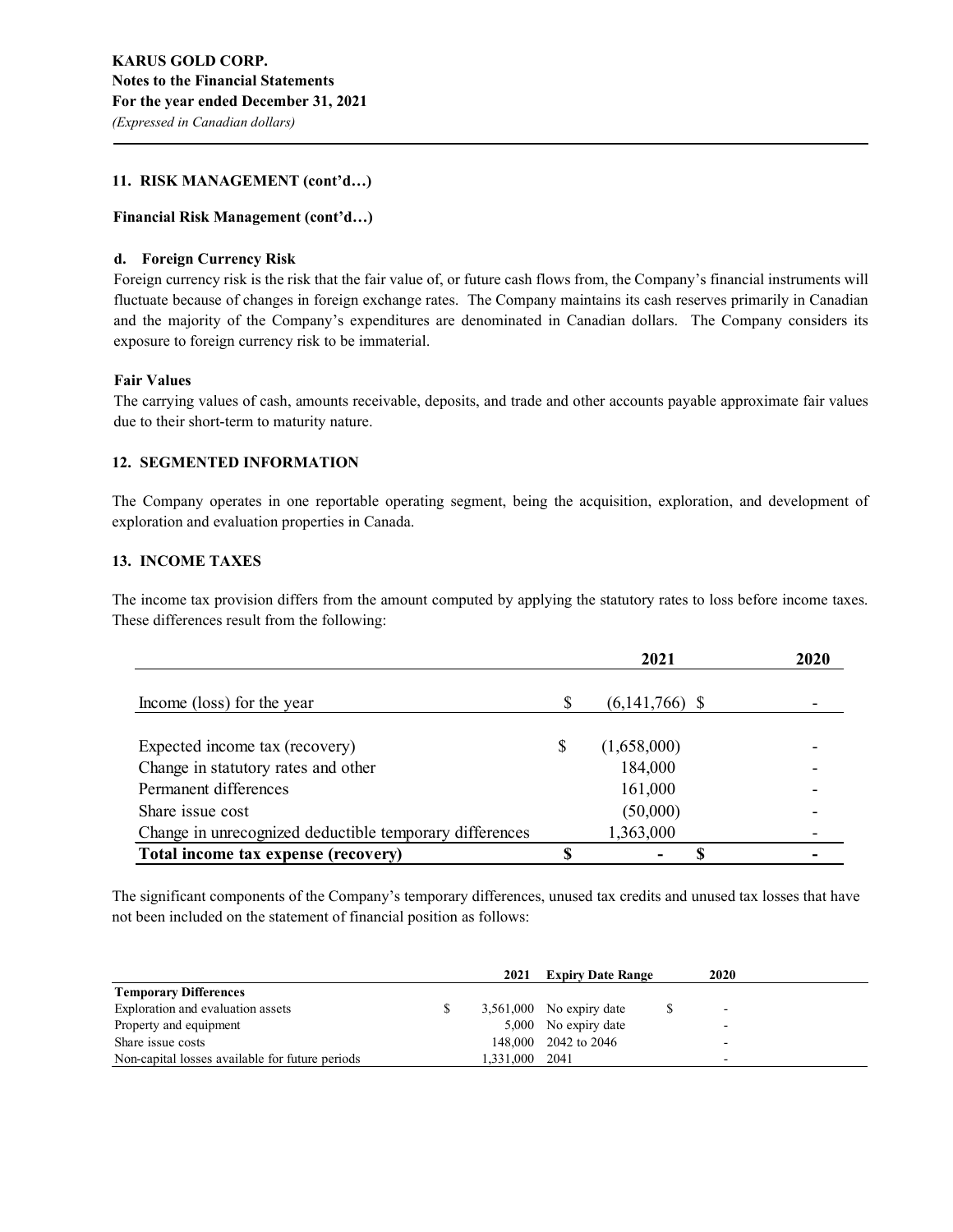**KARUS GOLD CORP.**
**Notes to the Financial Statements**
**For the year ended December 31, 2021**
*(Expressed in Canadian dollars)*

## 11. RISK MANAGEMENT (cont'd…)

### Financial Risk Management (cont'd…)

#### d. Foreign Currency Risk

Foreign currency risk is the risk that the fair value of, or future cash flows from, the Company's financial instruments will fluctuate because of changes in foreign exchange rates. The Company maintains its cash reserves primarily in Canadian and the majority of the Company's expenditures are denominated in Canadian dollars. The Company considers its exposure to foreign currency risk to be immaterial.

### Fair Values

The carrying values of cash, amounts receivable, deposits, and trade and other accounts payable approximate fair values due to their short-term to maturity nature.

## 12. SEGMENTED INFORMATION

The Company operates in one reportable operating segment, being the acquisition, exploration, and development of exploration and evaluation properties in Canada.

## 13. INCOME TAXES

The income tax provision differs from the amount computed by applying the statutory rates to loss before income taxes. These differences result from the following:

| | 2021 | 2020 |
|---|---|---|
| Income (loss) for the year | $ (6,141,766) | $ - |
| Expected income tax (recovery) | $ (1,658,000) | - |
| Change in statutory rates and other | 184,000 | - |
| Permanent differences | 161,000 | - |
| Share issue cost | (50,000) | - |
| Change in unrecognized deductible temporary differences | 1,363,000 | - |
| **Total income tax expense (recovery)** | **$ -** | **$ -** |

The significant components of the Company's temporary differences, unused tax credits and unused tax losses that have not been included on the statement of financial position as follows:

| | 2021 | Expiry Date Range | 2020 |
|---|---|---|---|
| **Temporary Differences** | | | |
| Exploration and evaluation assets | $ 3,561,000 | No expiry date | $ - |
| Property and equipment | 5,000 | No expiry date | - |
| Share issue costs | 148,000 | 2042 to 2046 | - |
| Non-capital losses available for future periods | 1,331,000 | 2041 | - |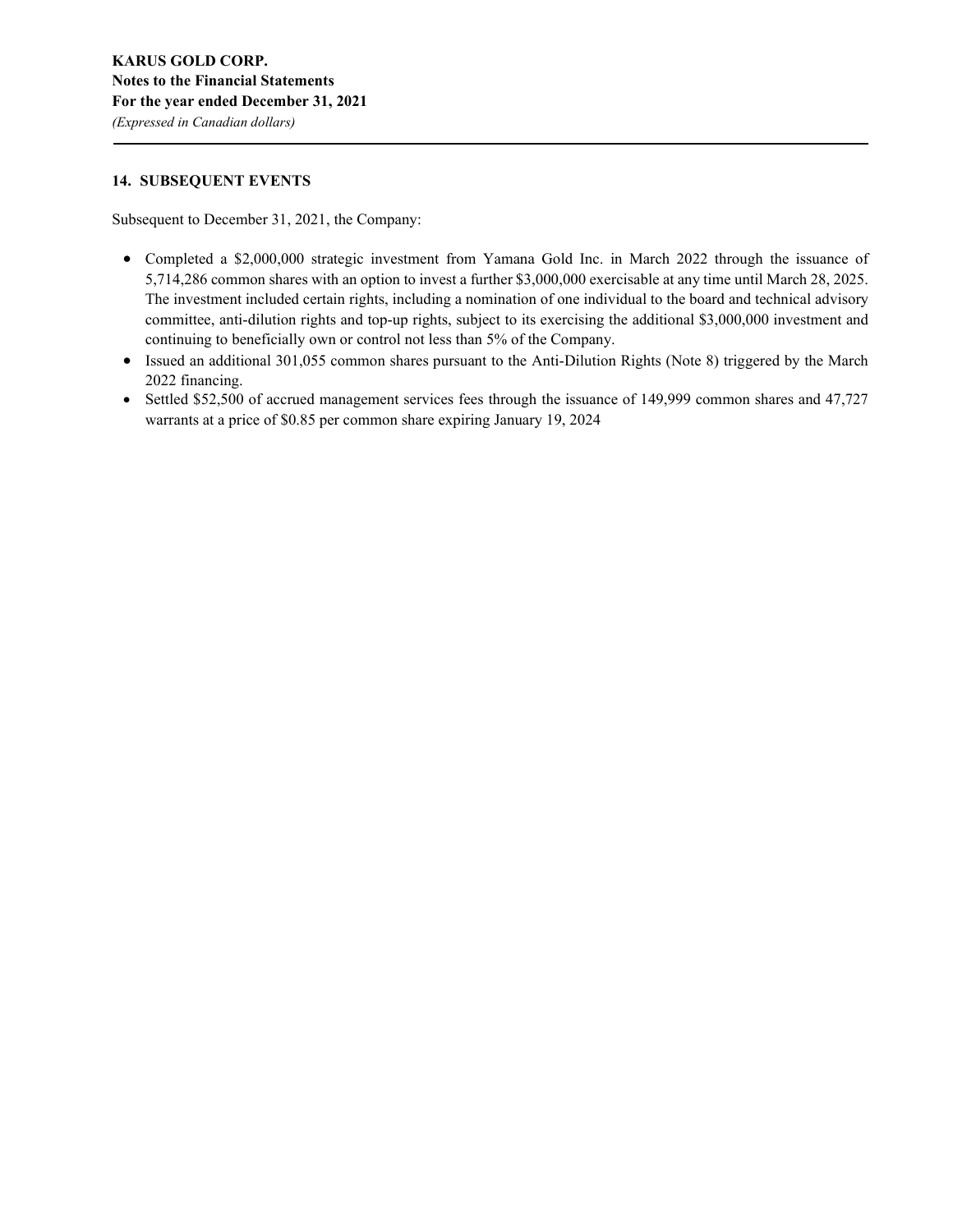## 14. SUBSEQUENT EVENTS

Subsequent to December 31, 2021, the Company:

- Completed a $2,000,000 strategic investment from Yamana Gold Inc. in March 2022 through the issuance of 5,714,286 common shares with an option to invest a further $3,000,000 exercisable at any time until March 28, 2025. The investment included certain rights, including a nomination of one individual to the board and technical advisory committee, anti-dilution rights and top-up rights, subject to its exercising the additional $3,000,000 investment and continuing to beneficially own or control not less than 5% of the Company.
- Issued an additional 301,055 common shares pursuant to the Anti-Dilution Rights (Note 8) triggered by the March 2022 financing.
- Settled $52,500 of accrued management services fees through the issuance of 149,999 common shares and 47,727 warrants at a price of $0.85 per common share expiring January 19, 2024